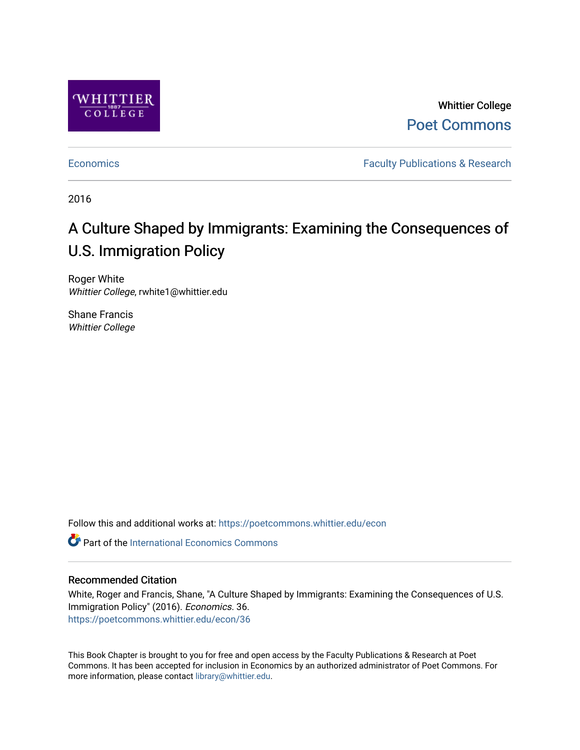Whittier College
Poet Commons

Economics | Faculty Publications & Research

2016

# A Culture Shaped by Immigrants: Examining the Consequences of U.S. Immigration Policy

Roger White
*Whittier College*, rwhite1@whittier.edu

Shane Francis
*Whittier College*

Follow this and additional works at: https://poetcommons.whittier.edu/econ

Part of the International Economics Commons

## Recommended Citation

White, Roger and Francis, Shane, "A Culture Shaped by Immigrants: Examining the Consequences of U.S. Immigration Policy" (2016). *Economics*. 36.
https://poetcommons.whittier.edu/econ/36

This Book Chapter is brought to you for free and open access by the Faculty Publications & Research at Poet Commons. It has been accepted for inclusion in Economics by an authorized administrator of Poet Commons. For more information, please contact library@whittier.edu.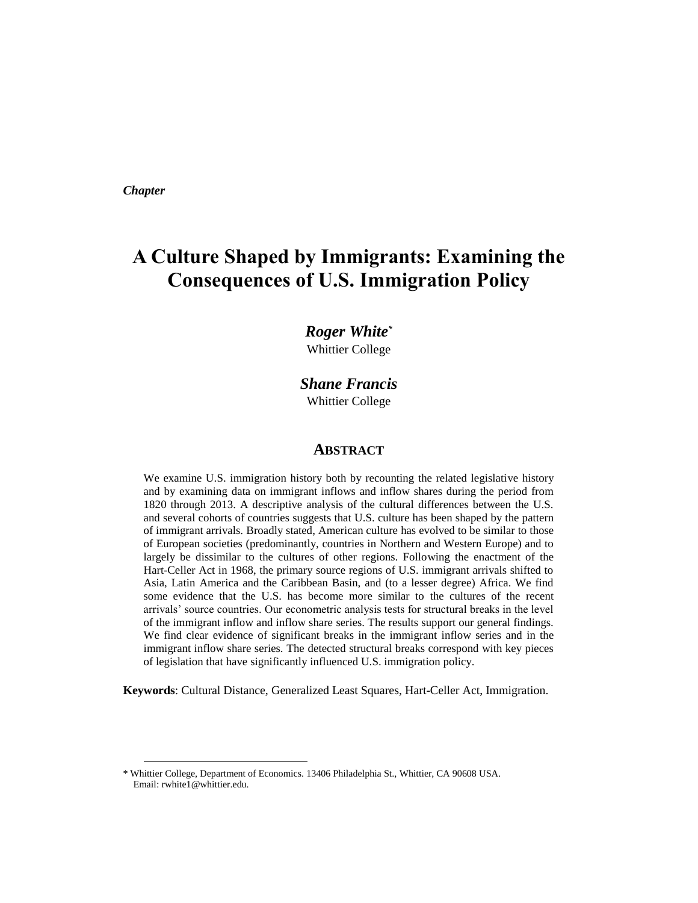*Chapter*

# A Culture Shaped by Immigrants: Examining the Consequences of U.S. Immigration Policy

***Roger White**** [*]
Whittier College

***Shane Francis***
Whittier College

## ABSTRACT

We examine U.S. immigration history both by recounting the related legislative history and by examining data on immigrant inflows and inflow shares during the period from 1820 through 2013. A descriptive analysis of the cultural differences between the U.S. and several cohorts of countries suggests that U.S. culture has been shaped by the pattern of immigrant arrivals. Broadly stated, American culture has evolved to be similar to those of European societies (predominantly, countries in Northern and Western Europe) and to largely be dissimilar to the cultures of other regions. Following the enactment of the Hart-Celler Act in 1968, the primary source regions of U.S. immigrant arrivals shifted to Asia, Latin America and the Caribbean Basin, and (to a lesser degree) Africa. We find some evidence that the U.S. has become more similar to the cultures of the recent arrivals' source countries. Our econometric analysis tests for structural breaks in the level of the immigrant inflow and inflow share series. The results support our general findings. We find clear evidence of significant breaks in the immigrant inflow series and in the immigrant inflow share series. The detected structural breaks correspond with key pieces of legislation that have significantly influenced U.S. immigration policy.

**Keywords**: Cultural Distance, Generalized Least Squares, Hart-Celler Act, Immigration.

---

[*] Whittier College, Department of Economics. 13406 Philadelphia St., Whittier, CA 90608 USA. Email: rwhite1@whittier.edu.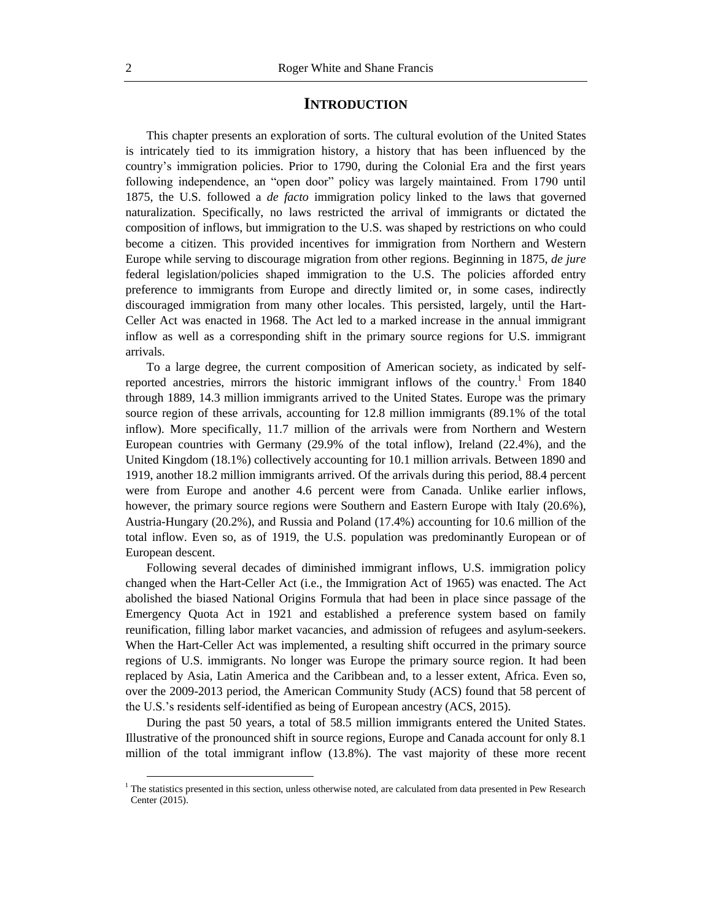## INTRODUCTION

This chapter presents an exploration of sorts. The cultural evolution of the United States is intricately tied to its immigration history, a history that has been influenced by the country's immigration policies. Prior to 1790, during the Colonial Era and the first years following independence, an "open door" policy was largely maintained. From 1790 until 1875, the U.S. followed a *de facto* immigration policy linked to the laws that governed naturalization. Specifically, no laws restricted the arrival of immigrants or dictated the composition of inflows, but immigration to the U.S. was shaped by restrictions on who could become a citizen. This provided incentives for immigration from Northern and Western Europe while serving to discourage migration from other regions. Beginning in 1875, *de jure* federal legislation/policies shaped immigration to the U.S. The policies afforded entry preference to immigrants from Europe and directly limited or, in some cases, indirectly discouraged immigration from many other locales. This persisted, largely, until the Hart-Celler Act was enacted in 1968. The Act led to a marked increase in the annual immigrant inflow as well as a corresponding shift in the primary source regions for U.S. immigrant arrivals.

To a large degree, the current composition of American society, as indicated by self-reported ancestries, mirrors the historic immigrant inflows of the country.[1] From 1840 through 1889, 14.3 million immigrants arrived to the United States. Europe was the primary source region of these arrivals, accounting for 12.8 million immigrants (89.1% of the total inflow). More specifically, 11.7 million of the arrivals were from Northern and Western European countries with Germany (29.9% of the total inflow), Ireland (22.4%), and the United Kingdom (18.1%) collectively accounting for 10.1 million arrivals. Between 1890 and 1919, another 18.2 million immigrants arrived. Of the arrivals during this period, 88.4 percent were from Europe and another 4.6 percent were from Canada. Unlike earlier inflows, however, the primary source regions were Southern and Eastern Europe with Italy (20.6%), Austria-Hungary (20.2%), and Russia and Poland (17.4%) accounting for 10.6 million of the total inflow. Even so, as of 1919, the U.S. population was predominantly European or of European descent.

Following several decades of diminished immigrant inflows, U.S. immigration policy changed when the Hart-Celler Act (i.e., the Immigration Act of 1965) was enacted. The Act abolished the biased National Origins Formula that had been in place since passage of the Emergency Quota Act in 1921 and established a preference system based on family reunification, filling labor market vacancies, and admission of refugees and asylum-seekers. When the Hart-Celler Act was implemented, a resulting shift occurred in the primary source regions of U.S. immigrants. No longer was Europe the primary source region. It had been replaced by Asia, Latin America and the Caribbean and, to a lesser extent, Africa. Even so, over the 2009-2013 period, the American Community Study (ACS) found that 58 percent of the U.S.'s residents self-identified as being of European ancestry (ACS, 2015).

During the past 50 years, a total of 58.5 million immigrants entered the United States. Illustrative of the pronounced shift in source regions, Europe and Canada account for only 8.1 million of the total immigrant inflow (13.8%). The vast majority of these more recent

[1] The statistics presented in this section, unless otherwise noted, are calculated from data presented in Pew Research Center (2015).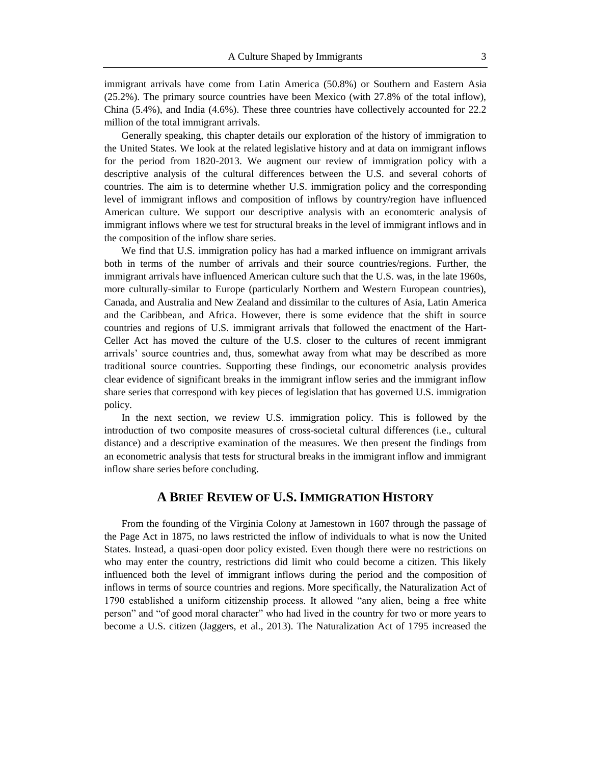immigrant arrivals have come from Latin America (50.8%) or Southern and Eastern Asia (25.2%). The primary source countries have been Mexico (with 27.8% of the total inflow), China (5.4%), and India (4.6%). These three countries have collectively accounted for 22.2 million of the total immigrant arrivals.

Generally speaking, this chapter details our exploration of the history of immigration to the United States. We look at the related legislative history and at data on immigrant inflows for the period from 1820-2013. We augment our review of immigration policy with a descriptive analysis of the cultural differences between the U.S. and several cohorts of countries. The aim is to determine whether U.S. immigration policy and the corresponding level of immigrant inflows and composition of inflows by country/region have influenced American culture. We support our descriptive analysis with an economteric analysis of immigrant inflows where we test for structural breaks in the level of immigrant inflows and in the composition of the inflow share series.

We find that U.S. immigration policy has had a marked influence on immigrant arrivals both in terms of the number of arrivals and their source countries/regions. Further, the immigrant arrivals have influenced American culture such that the U.S. was, in the late 1960s, more culturally-similar to Europe (particularly Northern and Western European countries), Canada, and Australia and New Zealand and dissimilar to the cultures of Asia, Latin America and the Caribbean, and Africa. However, there is some evidence that the shift in source countries and regions of U.S. immigrant arrivals that followed the enactment of the Hart-Celler Act has moved the culture of the U.S. closer to the cultures of recent immigrant arrivals' source countries and, thus, somewhat away from what may be described as more traditional source countries. Supporting these findings, our econometric analysis provides clear evidence of significant breaks in the immigrant inflow series and the immigrant inflow share series that correspond with key pieces of legislation that has governed U.S. immigration policy.

In the next section, we review U.S. immigration policy. This is followed by the introduction of two composite measures of cross-societal cultural differences (i.e., cultural distance) and a descriptive examination of the measures. We then present the findings from an econometric analysis that tests for structural breaks in the immigrant inflow and immigrant inflow share series before concluding.

## A Brief Review of U.S. Immigration History

From the founding of the Virginia Colony at Jamestown in 1607 through the passage of the Page Act in 1875, no laws restricted the inflow of individuals to what is now the United States. Instead, a quasi-open door policy existed. Even though there were no restrictions on who may enter the country, restrictions did limit who could become a citizen. This likely influenced both the level of immigrant inflows during the period and the composition of inflows in terms of source countries and regions. More specifically, the Naturalization Act of 1790 established a uniform citizenship process. It allowed "any alien, being a free white person" and "of good moral character" who had lived in the country for two or more years to become a U.S. citizen (Jaggers, et al., 2013). The Naturalization Act of 1795 increased the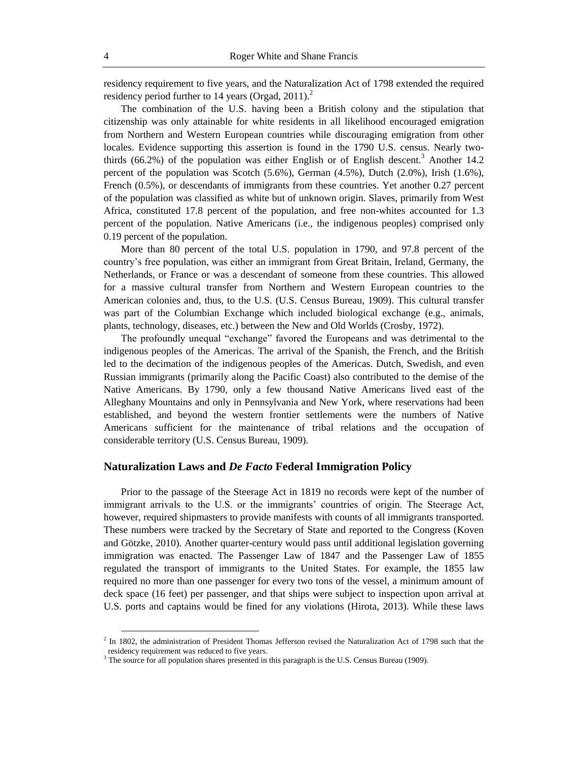residency requirement to five years, and the Naturalization Act of 1798 extended the required residency period further to 14 years (Orgad, 2011).[2]

The combination of the U.S. having been a British colony and the stipulation that citizenship was only attainable for white residents in all likelihood encouraged emigration from Northern and Western European countries while discouraging emigration from other locales. Evidence supporting this assertion is found in the 1790 U.S. census. Nearly two-thirds (66.2%) of the population was either English or of English descent.[3] Another 14.2 percent of the population was Scotch (5.6%), German (4.5%), Dutch (2.0%), Irish (1.6%), French (0.5%), or descendants of immigrants from these countries. Yet another 0.27 percent of the population was classified as white but of unknown origin. Slaves, primarily from West Africa, constituted 17.8 percent of the population, and free non-whites accounted for 1.3 percent of the population. Native Americans (i.e., the indigenous peoples) comprised only 0.19 percent of the population.

More than 80 percent of the total U.S. population in 1790, and 97.8 percent of the country's free population, was either an immigrant from Great Britain, Ireland, Germany, the Netherlands, or France or was a descendant of someone from these countries. This allowed for a massive cultural transfer from Northern and Western European countries to the American colonies and, thus, to the U.S. (U.S. Census Bureau, 1909). This cultural transfer was part of the Columbian Exchange which included biological exchange (e.g., animals, plants, technology, diseases, etc.) between the New and Old Worlds (Crosby, 1972).

The profoundly unequal "exchange" favored the Europeans and was detrimental to the indigenous peoples of the Americas. The arrival of the Spanish, the French, and the British led to the decimation of the indigenous peoples of the Americas. Dutch, Swedish, and even Russian immigrants (primarily along the Pacific Coast) also contributed to the demise of the Native Americans. By 1790, only a few thousand Native Americans lived east of the Alleghany Mountains and only in Pennsylvania and New York, where reservations had been established, and beyond the western frontier settlements were the numbers of Native Americans sufficient for the maintenance of tribal relations and the occupation of considerable territory (U.S. Census Bureau, 1909).

## Naturalization Laws and *De Facto* Federal Immigration Policy

Prior to the passage of the Steerage Act in 1819 no records were kept of the number of immigrant arrivals to the U.S. or the immigrants' countries of origin. The Steerage Act, however, required shipmasters to provide manifests with counts of all immigrants transported. These numbers were tracked by the Secretary of State and reported to the Congress (Koven and Götzke, 2010). Another quarter-century would pass until additional legislation governing immigration was enacted. The Passenger Law of 1847 and the Passenger Law of 1855 regulated the transport of immigrants to the United States. For example, the 1855 law required no more than one passenger for every two tons of the vessel, a minimum amount of deck space (16 feet) per passenger, and that ships were subject to inspection upon arrival at U.S. ports and captains would be fined for any violations (Hirota, 2013). While these laws

[2] In 1802, the administration of President Thomas Jefferson revised the Naturalization Act of 1798 such that the residency requirement was reduced to five years.

[3] The source for all population shares presented in this paragraph is the U.S. Census Bureau (1909).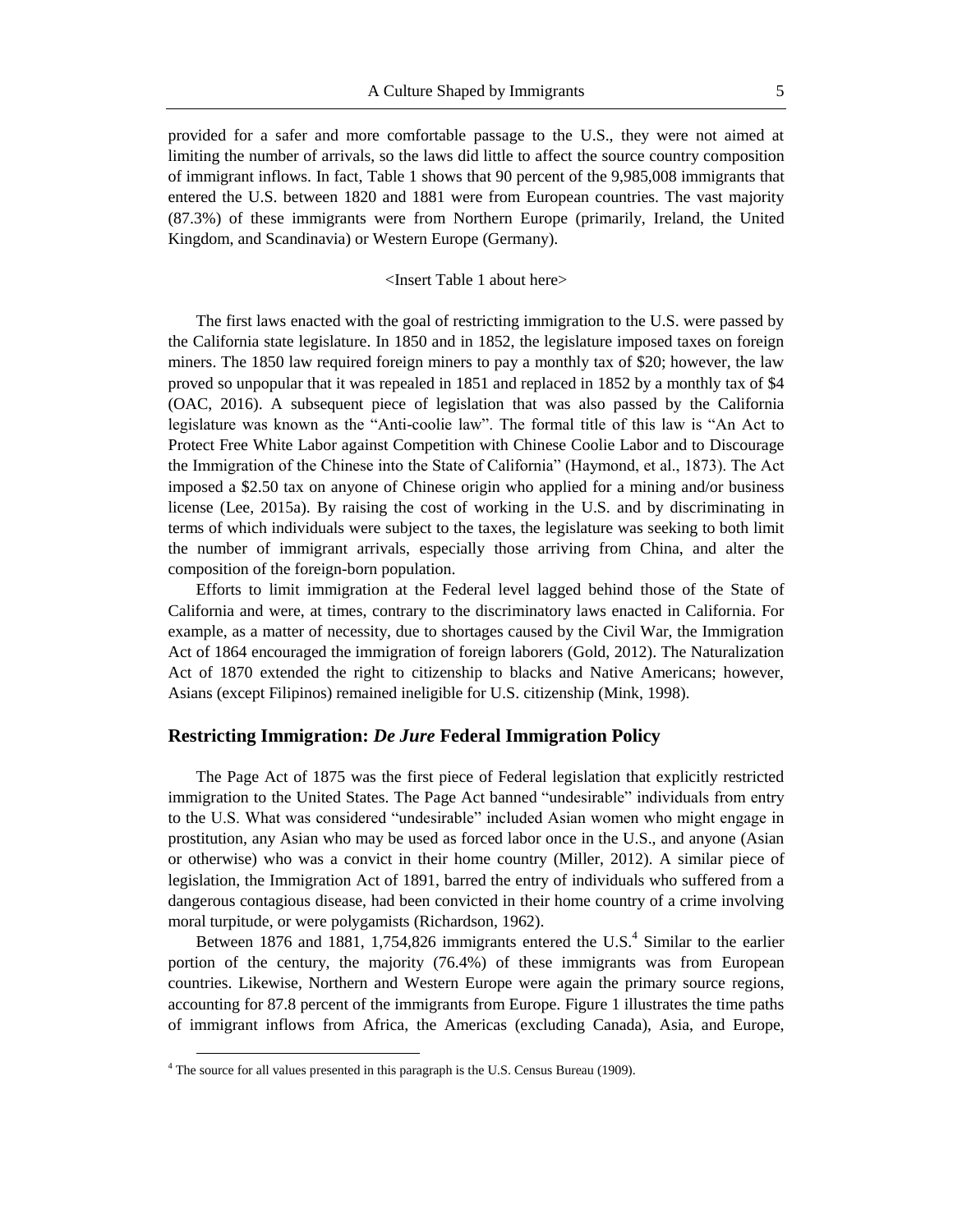provided for a safer and more comfortable passage to the U.S., they were not aimed at limiting the number of arrivals, so the laws did little to affect the source country composition of immigrant inflows. In fact, Table 1 shows that 90 percent of the 9,985,008 immigrants that entered the U.S. between 1820 and 1881 were from European countries. The vast majority (87.3%) of these immigrants were from Northern Europe (primarily, Ireland, the United Kingdom, and Scandinavia) or Western Europe (Germany).

<Insert Table 1 about here>

The first laws enacted with the goal of restricting immigration to the U.S. were passed by the California state legislature. In 1850 and in 1852, the legislature imposed taxes on foreign miners. The 1850 law required foreign miners to pay a monthly tax of $20; however, the law proved so unpopular that it was repealed in 1851 and replaced in 1852 by a monthly tax of $4 (OAC, 2016). A subsequent piece of legislation that was also passed by the California legislature was known as the "Anti-coolie law". The formal title of this law is "An Act to Protect Free White Labor against Competition with Chinese Coolie Labor and to Discourage the Immigration of the Chinese into the State of California" (Haymond, et al., 1873). The Act imposed a $2.50 tax on anyone of Chinese origin who applied for a mining and/or business license (Lee, 2015a). By raising the cost of working in the U.S. and by discriminating in terms of which individuals were subject to the taxes, the legislature was seeking to both limit the number of immigrant arrivals, especially those arriving from China, and alter the composition of the foreign-born population.

Efforts to limit immigration at the Federal level lagged behind those of the State of California and were, at times, contrary to the discriminatory laws enacted in California. For example, as a matter of necessity, due to shortages caused by the Civil War, the Immigration Act of 1864 encouraged the immigration of foreign laborers (Gold, 2012). The Naturalization Act of 1870 extended the right to citizenship to blacks and Native Americans; however, Asians (except Filipinos) remained ineligible for U.S. citizenship (Mink, 1998).

## Restricting Immigration: *De Jure* Federal Immigration Policy

The Page Act of 1875 was the first piece of Federal legislation that explicitly restricted immigration to the United States. The Page Act banned "undesirable" individuals from entry to the U.S. What was considered "undesirable" included Asian women who might engage in prostitution, any Asian who may be used as forced labor once in the U.S., and anyone (Asian or otherwise) who was a convict in their home country (Miller, 2012). A similar piece of legislation, the Immigration Act of 1891, barred the entry of individuals who suffered from a dangerous contagious disease, had been convicted in their home country of a crime involving moral turpitude, or were polygamists (Richardson, 1962).

Between 1876 and 1881, 1,754,826 immigrants entered the U.S.[4] Similar to the earlier portion of the century, the majority (76.4%) of these immigrants was from European countries. Likewise, Northern and Western Europe were again the primary source regions, accounting for 87.8 percent of the immigrants from Europe. Figure 1 illustrates the time paths of immigrant inflows from Africa, the Americas (excluding Canada), Asia, and Europe,

[4] The source for all values presented in this paragraph is the U.S. Census Bureau (1909).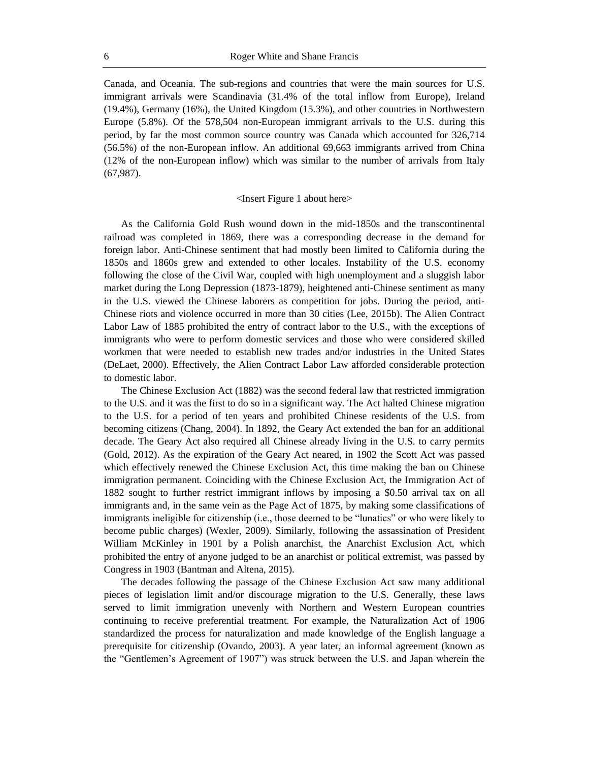Canada, and Oceania. The sub-regions and countries that were the main sources for U.S. immigrant arrivals were Scandinavia (31.4% of the total inflow from Europe), Ireland (19.4%), Germany (16%), the United Kingdom (15.3%), and other countries in Northwestern Europe (5.8%). Of the 578,504 non-European immigrant arrivals to the U.S. during this period, by far the most common source country was Canada which accounted for 326,714 (56.5%) of the non-European inflow. An additional 69,663 immigrants arrived from China (12% of the non-European inflow) which was similar to the number of arrivals from Italy (67,987).

<Insert Figure 1 about here>

As the California Gold Rush wound down in the mid-1850s and the transcontinental railroad was completed in 1869, there was a corresponding decrease in the demand for foreign labor. Anti-Chinese sentiment that had mostly been limited to California during the 1850s and 1860s grew and extended to other locales. Instability of the U.S. economy following the close of the Civil War, coupled with high unemployment and a sluggish labor market during the Long Depression (1873-1879), heightened anti-Chinese sentiment as many in the U.S. viewed the Chinese laborers as competition for jobs. During the period, anti-Chinese riots and violence occurred in more than 30 cities (Lee, 2015b). The Alien Contract Labor Law of 1885 prohibited the entry of contract labor to the U.S., with the exceptions of immigrants who were to perform domestic services and those who were considered skilled workmen that were needed to establish new trades and/or industries in the United States (DeLaet, 2000). Effectively, the Alien Contract Labor Law afforded considerable protection to domestic labor.

The Chinese Exclusion Act (1882) was the second federal law that restricted immigration to the U.S. and it was the first to do so in a significant way. The Act halted Chinese migration to the U.S. for a period of ten years and prohibited Chinese residents of the U.S. from becoming citizens (Chang, 2004). In 1892, the Geary Act extended the ban for an additional decade. The Geary Act also required all Chinese already living in the U.S. to carry permits (Gold, 2012). As the expiration of the Geary Act neared, in 1902 the Scott Act was passed which effectively renewed the Chinese Exclusion Act, this time making the ban on Chinese immigration permanent. Coinciding with the Chinese Exclusion Act, the Immigration Act of 1882 sought to further restrict immigrant inflows by imposing a $0.50 arrival tax on all immigrants and, in the same vein as the Page Act of 1875, by making some classifications of immigrants ineligible for citizenship (i.e., those deemed to be "lunatics" or who were likely to become public charges) (Wexler, 2009). Similarly, following the assassination of President William McKinley in 1901 by a Polish anarchist, the Anarchist Exclusion Act, which prohibited the entry of anyone judged to be an anarchist or political extremist, was passed by Congress in 1903 (Bantman and Altena, 2015).

The decades following the passage of the Chinese Exclusion Act saw many additional pieces of legislation limit and/or discourage migration to the U.S. Generally, these laws served to limit immigration unevenly with Northern and Western European countries continuing to receive preferential treatment. For example, the Naturalization Act of 1906 standardized the process for naturalization and made knowledge of the English language a prerequisite for citizenship (Ovando, 2003). A year later, an informal agreement (known as the "Gentlemen's Agreement of 1907") was struck between the U.S. and Japan wherein the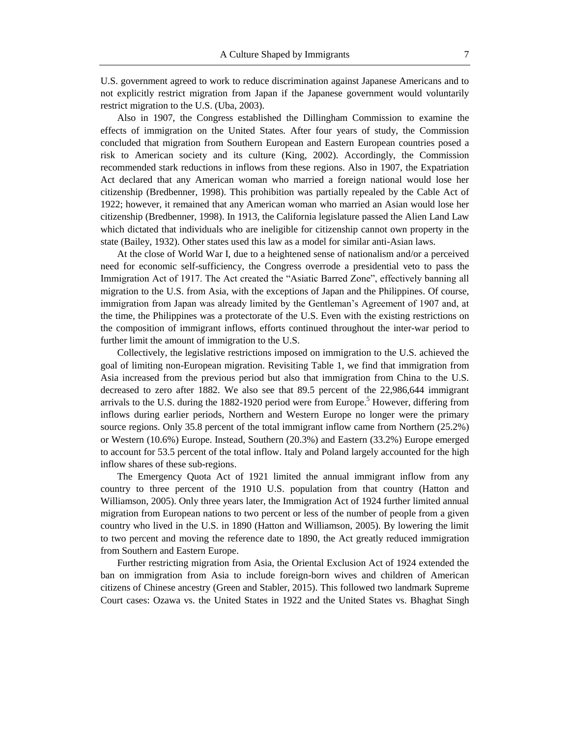U.S. government agreed to work to reduce discrimination against Japanese Americans and to not explicitly restrict migration from Japan if the Japanese government would voluntarily restrict migration to the U.S. (Uba, 2003).

Also in 1907, the Congress established the Dillingham Commission to examine the effects of immigration on the United States. After four years of study, the Commission concluded that migration from Southern European and Eastern European countries posed a risk to American society and its culture (King, 2002). Accordingly, the Commission recommended stark reductions in inflows from these regions. Also in 1907, the Expatriation Act declared that any American woman who married a foreign national would lose her citizenship (Bredbenner, 1998). This prohibition was partially repealed by the Cable Act of 1922; however, it remained that any American woman who married an Asian would lose her citizenship (Bredbenner, 1998). In 1913, the California legislature passed the Alien Land Law which dictated that individuals who are ineligible for citizenship cannot own property in the state (Bailey, 1932). Other states used this law as a model for similar anti-Asian laws.

At the close of World War I, due to a heightened sense of nationalism and/or a perceived need for economic self-sufficiency, the Congress overrode a presidential veto to pass the Immigration Act of 1917. The Act created the "Asiatic Barred Zone", effectively banning all migration to the U.S. from Asia, with the exceptions of Japan and the Philippines. Of course, immigration from Japan was already limited by the Gentleman's Agreement of 1907 and, at the time, the Philippines was a protectorate of the U.S. Even with the existing restrictions on the composition of immigrant inflows, efforts continued throughout the inter-war period to further limit the amount of immigration to the U.S.

Collectively, the legislative restrictions imposed on immigration to the U.S. achieved the goal of limiting non-European migration. Revisiting Table 1, we find that immigration from Asia increased from the previous period but also that immigration from China to the U.S. decreased to zero after 1882. We also see that 89.5 percent of the 22,986,644 immigrant arrivals to the U.S. during the 1882-1920 period were from Europe.[5] However, differing from inflows during earlier periods, Northern and Western Europe no longer were the primary source regions. Only 35.8 percent of the total immigrant inflow came from Northern (25.2%) or Western (10.6%) Europe. Instead, Southern (20.3%) and Eastern (33.2%) Europe emerged to account for 53.5 percent of the total inflow. Italy and Poland largely accounted for the high inflow shares of these sub-regions.

The Emergency Quota Act of 1921 limited the annual immigrant inflow from any country to three percent of the 1910 U.S. population from that country (Hatton and Williamson, 2005). Only three years later, the Immigration Act of 1924 further limited annual migration from European nations to two percent or less of the number of people from a given country who lived in the U.S. in 1890 (Hatton and Williamson, 2005). By lowering the limit to two percent and moving the reference date to 1890, the Act greatly reduced immigration from Southern and Eastern Europe.

Further restricting migration from Asia, the Oriental Exclusion Act of 1924 extended the ban on immigration from Asia to include foreign-born wives and children of American citizens of Chinese ancestry (Green and Stabler, 2015). This followed two landmark Supreme Court cases: Ozawa vs. the United States in 1922 and the United States vs. Bhaghat Singh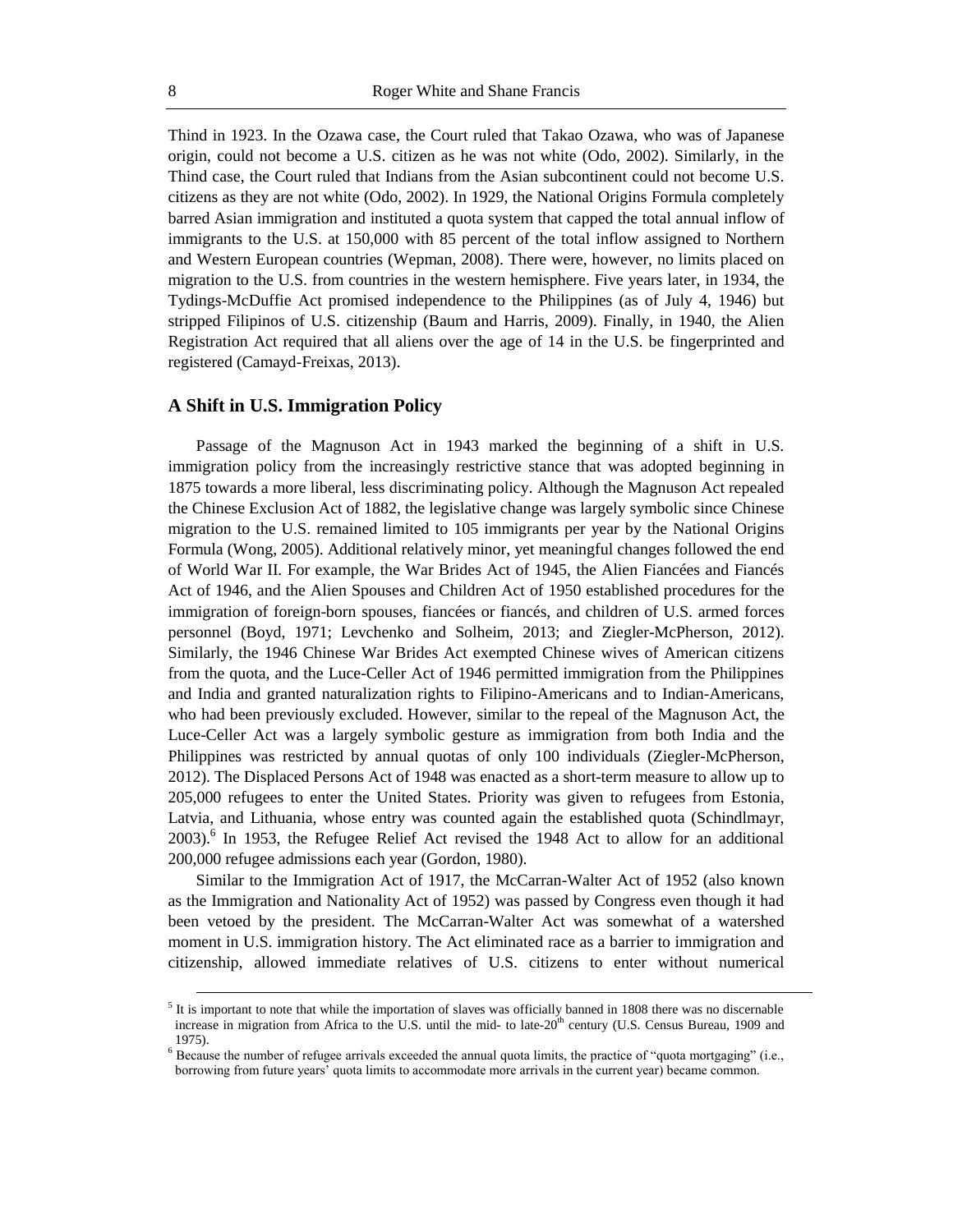Thind in 1923. In the Ozawa case, the Court ruled that Takao Ozawa, who was of Japanese origin, could not become a U.S. citizen as he was not white (Odo, 2002). Similarly, in the Thind case, the Court ruled that Indians from the Asian subcontinent could not become U.S. citizens as they are not white (Odo, 2002). In 1929, the National Origins Formula completely barred Asian immigration and instituted a quota system that capped the total annual inflow of immigrants to the U.S. at 150,000 with 85 percent of the total inflow assigned to Northern and Western European countries (Wepman, 2008). There were, however, no limits placed on migration to the U.S. from countries in the western hemisphere. Five years later, in 1934, the Tydings-McDuffie Act promised independence to the Philippines (as of July 4, 1946) but stripped Filipinos of U.S. citizenship (Baum and Harris, 2009). Finally, in 1940, the Alien Registration Act required that all aliens over the age of 14 in the U.S. be fingerprinted and registered (Camayd-Freixas, 2013).

## A Shift in U.S. Immigration Policy

Passage of the Magnuson Act in 1943 marked the beginning of a shift in U.S. immigration policy from the increasingly restrictive stance that was adopted beginning in 1875 towards a more liberal, less discriminating policy. Although the Magnuson Act repealed the Chinese Exclusion Act of 1882, the legislative change was largely symbolic since Chinese migration to the U.S. remained limited to 105 immigrants per year by the National Origins Formula (Wong, 2005). Additional relatively minor, yet meaningful changes followed the end of World War II. For example, the War Brides Act of 1945, the Alien Fiancées and Fiancés Act of 1946, and the Alien Spouses and Children Act of 1950 established procedures for the immigration of foreign-born spouses, fiancées or fiancés, and children of U.S. armed forces personnel (Boyd, 1971; Levchenko and Solheim, 2013; and Ziegler-McPherson, 2012). Similarly, the 1946 Chinese War Brides Act exempted Chinese wives of American citizens from the quota, and the Luce-Celler Act of 1946 permitted immigration from the Philippines and India and granted naturalization rights to Filipino-Americans and to Indian-Americans, who had been previously excluded. However, similar to the repeal of the Magnuson Act, the Luce-Celler Act was a largely symbolic gesture as immigration from both India and the Philippines was restricted by annual quotas of only 100 individuals (Ziegler-McPherson, 2012). The Displaced Persons Act of 1948 was enacted as a short-term measure to allow up to 205,000 refugees to enter the United States. Priority was given to refugees from Estonia, Latvia, and Lithuania, whose entry was counted again the established quota (Schindlmayr, 2003).[6] In 1953, the Refugee Relief Act revised the 1948 Act to allow for an additional 200,000 refugee admissions each year (Gordon, 1980).

Similar to the Immigration Act of 1917, the McCarran-Walter Act of 1952 (also known as the Immigration and Nationality Act of 1952) was passed by Congress even though it had been vetoed by the president. The McCarran-Walter Act was somewhat of a watershed moment in U.S. immigration history. The Act eliminated race as a barrier to immigration and citizenship, allowed immediate relatives of U.S. citizens to enter without numerical

---

[5] It is important to note that while the importation of slaves was officially banned in 1808 there was no discernable increase in migration from Africa to the U.S. until the mid- to late-20th century (U.S. Census Bureau, 1909 and 1975).

[6] Because the number of refugee arrivals exceeded the annual quota limits, the practice of "quota mortgaging" (i.e., borrowing from future years' quota limits to accommodate more arrivals in the current year) became common.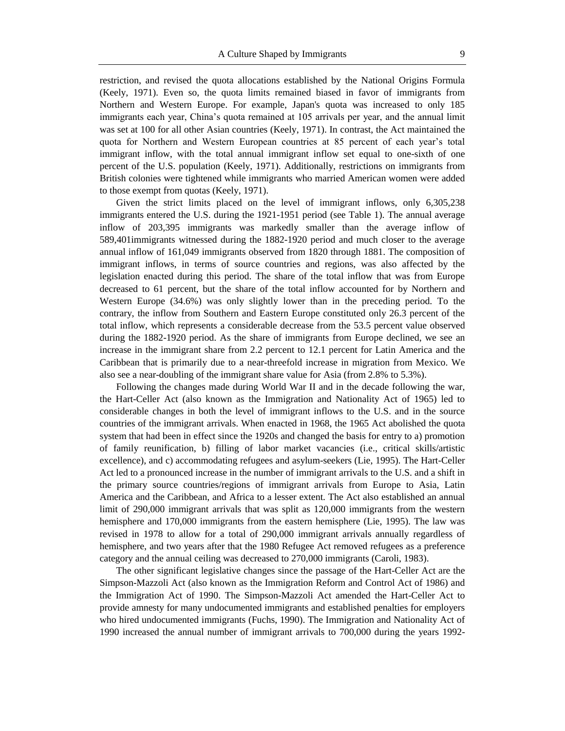restriction, and revised the quota allocations established by the National Origins Formula (Keely, 1971). Even so, the quota limits remained biased in favor of immigrants from Northern and Western Europe. For example, Japan's quota was increased to only 185 immigrants each year, China's quota remained at 105 arrivals per year, and the annual limit was set at 100 for all other Asian countries (Keely, 1971). In contrast, the Act maintained the quota for Northern and Western European countries at 85 percent of each year's total immigrant inflow, with the total annual immigrant inflow set equal to one-sixth of one percent of the U.S. population (Keely, 1971). Additionally, restrictions on immigrants from British colonies were tightened while immigrants who married American women were added to those exempt from quotas (Keely, 1971).

Given the strict limits placed on the level of immigrant inflows, only 6,305,238 immigrants entered the U.S. during the 1921-1951 period (see Table 1). The annual average inflow of 203,395 immigrants was markedly smaller than the average inflow of 589,401immigrants witnessed during the 1882-1920 period and much closer to the average annual inflow of 161,049 immigrants observed from 1820 through 1881. The composition of immigrant inflows, in terms of source countries and regions, was also affected by the legislation enacted during this period. The share of the total inflow that was from Europe decreased to 61 percent, but the share of the total inflow accounted for by Northern and Western Europe (34.6%) was only slightly lower than in the preceding period. To the contrary, the inflow from Southern and Eastern Europe constituted only 26.3 percent of the total inflow, which represents a considerable decrease from the 53.5 percent value observed during the 1882-1920 period. As the share of immigrants from Europe declined, we see an increase in the immigrant share from 2.2 percent to 12.1 percent for Latin America and the Caribbean that is primarily due to a near-threefold increase in migration from Mexico. We also see a near-doubling of the immigrant share value for Asia (from 2.8% to 5.3%).

Following the changes made during World War II and in the decade following the war, the Hart-Celler Act (also known as the Immigration and Nationality Act of 1965) led to considerable changes in both the level of immigrant inflows to the U.S. and in the source countries of the immigrant arrivals. When enacted in 1968, the 1965 Act abolished the quota system that had been in effect since the 1920s and changed the basis for entry to a) promotion of family reunification, b) filling of labor market vacancies (i.e., critical skills/artistic excellence), and c) accommodating refugees and asylum-seekers (Lie, 1995). The Hart-Celler Act led to a pronounced increase in the number of immigrant arrivals to the U.S. and a shift in the primary source countries/regions of immigrant arrivals from Europe to Asia, Latin America and the Caribbean, and Africa to a lesser extent. The Act also established an annual limit of 290,000 immigrant arrivals that was split as 120,000 immigrants from the western hemisphere and 170,000 immigrants from the eastern hemisphere (Lie, 1995). The law was revised in 1978 to allow for a total of 290,000 immigrant arrivals annually regardless of hemisphere, and two years after that the 1980 Refugee Act removed refugees as a preference category and the annual ceiling was decreased to 270,000 immigrants (Caroli, 1983).

The other significant legislative changes since the passage of the Hart-Celler Act are the Simpson-Mazzoli Act (also known as the Immigration Reform and Control Act of 1986) and the Immigration Act of 1990. The Simpson-Mazzoli Act amended the Hart-Celler Act to provide amnesty for many undocumented immigrants and established penalties for employers who hired undocumented immigrants (Fuchs, 1990). The Immigration and Nationality Act of 1990 increased the annual number of immigrant arrivals to 700,000 during the years 1992-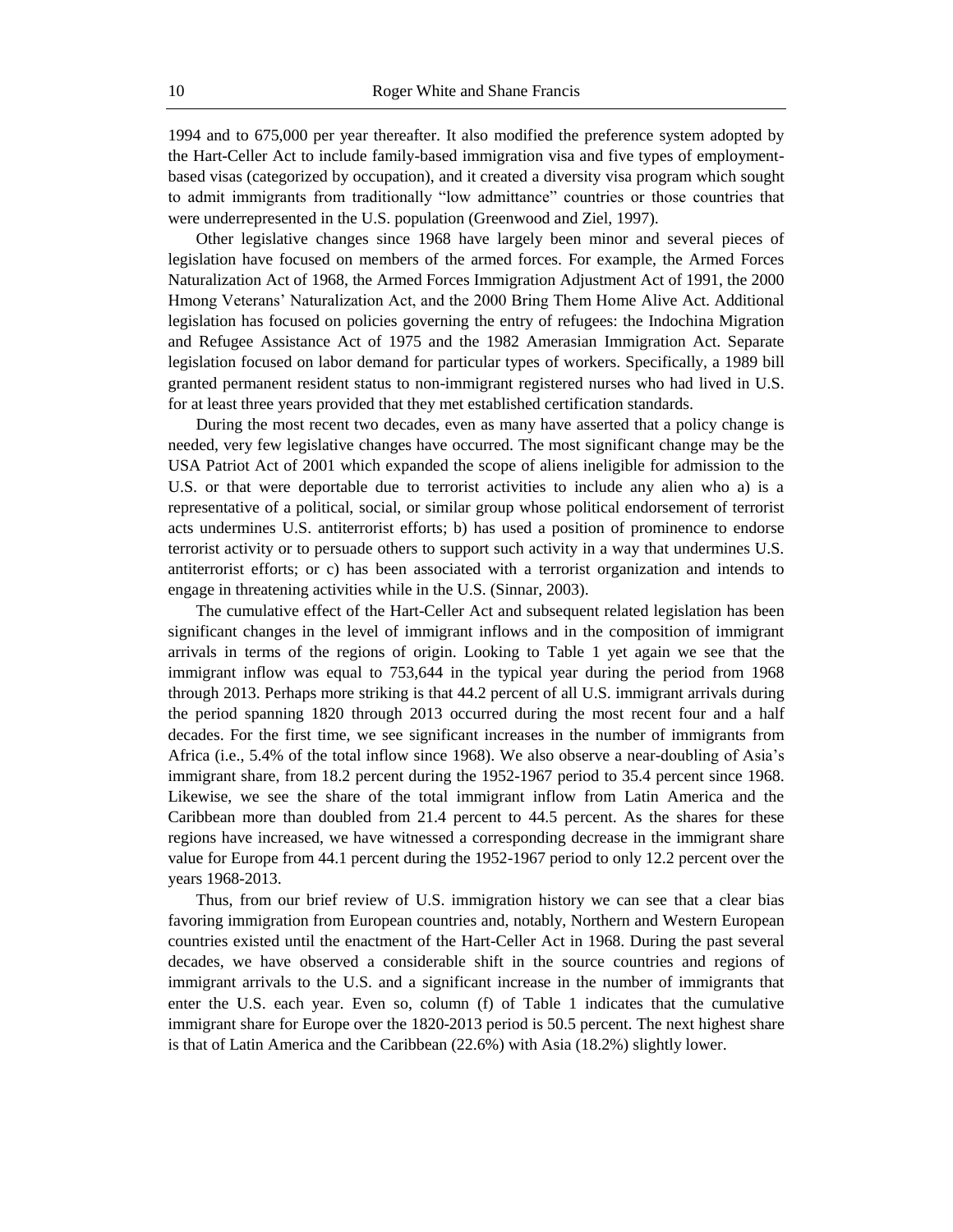1994 and to 675,000 per year thereafter. It also modified the preference system adopted by the Hart-Celler Act to include family-based immigration visa and five types of employment-based visas (categorized by occupation), and it created a diversity visa program which sought to admit immigrants from traditionally "low admittance" countries or those countries that were underrepresented in the U.S. population (Greenwood and Ziel, 1997).

Other legislative changes since 1968 have largely been minor and several pieces of legislation have focused on members of the armed forces. For example, the Armed Forces Naturalization Act of 1968, the Armed Forces Immigration Adjustment Act of 1991, the 2000 Hmong Veterans' Naturalization Act, and the 2000 Bring Them Home Alive Act. Additional legislation has focused on policies governing the entry of refugees: the Indochina Migration and Refugee Assistance Act of 1975 and the 1982 Amerasian Immigration Act. Separate legislation focused on labor demand for particular types of workers. Specifically, a 1989 bill granted permanent resident status to non-immigrant registered nurses who had lived in U.S. for at least three years provided that they met established certification standards.

During the most recent two decades, even as many have asserted that a policy change is needed, very few legislative changes have occurred. The most significant change may be the USA Patriot Act of 2001 which expanded the scope of aliens ineligible for admission to the U.S. or that were deportable due to terrorist activities to include any alien who a) is a representative of a political, social, or similar group whose political endorsement of terrorist acts undermines U.S. antiterrorist efforts; b) has used a position of prominence to endorse terrorist activity or to persuade others to support such activity in a way that undermines U.S. antiterrorist efforts; or c) has been associated with a terrorist organization and intends to engage in threatening activities while in the U.S. (Sinnar, 2003).

The cumulative effect of the Hart-Celler Act and subsequent related legislation has been significant changes in the level of immigrant inflows and in the composition of immigrant arrivals in terms of the regions of origin. Looking to Table 1 yet again we see that the immigrant inflow was equal to 753,644 in the typical year during the period from 1968 through 2013. Perhaps more striking is that 44.2 percent of all U.S. immigrant arrivals during the period spanning 1820 through 2013 occurred during the most recent four and a half decades. For the first time, we see significant increases in the number of immigrants from Africa (i.e., 5.4% of the total inflow since 1968). We also observe a near-doubling of Asia's immigrant share, from 18.2 percent during the 1952-1967 period to 35.4 percent since 1968. Likewise, we see the share of the total immigrant inflow from Latin America and the Caribbean more than doubled from 21.4 percent to 44.5 percent. As the shares for these regions have increased, we have witnessed a corresponding decrease in the immigrant share value for Europe from 44.1 percent during the 1952-1967 period to only 12.2 percent over the years 1968-2013.

Thus, from our brief review of U.S. immigration history we can see that a clear bias favoring immigration from European countries and, notably, Northern and Western European countries existed until the enactment of the Hart-Celler Act in 1968. During the past several decades, we have observed a considerable shift in the source countries and regions of immigrant arrivals to the U.S. and a significant increase in the number of immigrants that enter the U.S. each year. Even so, column (f) of Table 1 indicates that the cumulative immigrant share for Europe over the 1820-2013 period is 50.5 percent. The next highest share is that of Latin America and the Caribbean (22.6%) with Asia (18.2%) slightly lower.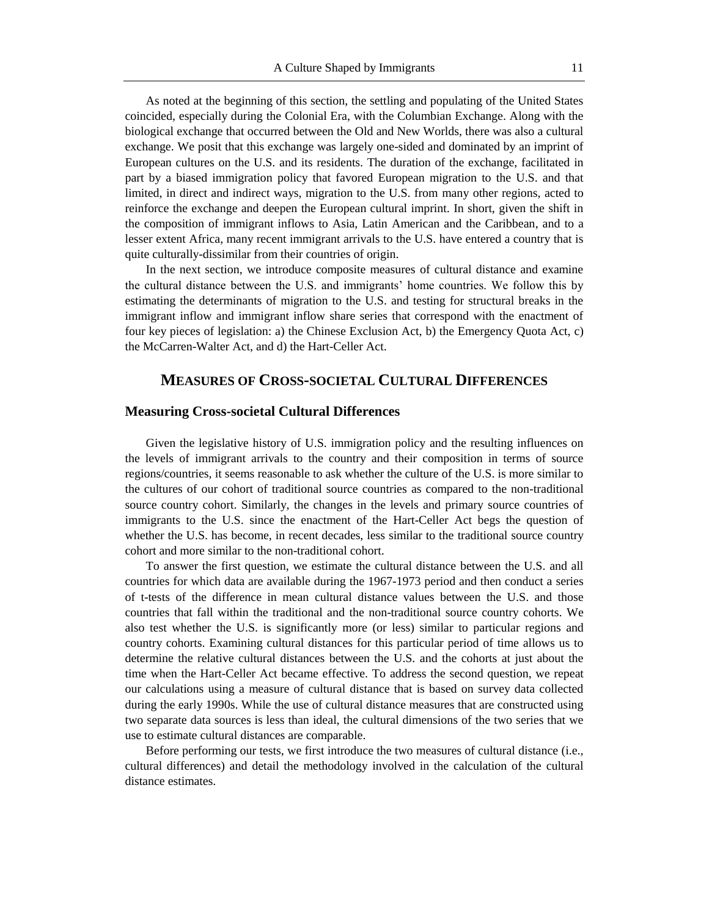As noted at the beginning of this section, the settling and populating of the United States coincided, especially during the Colonial Era, with the Columbian Exchange. Along with the biological exchange that occurred between the Old and New Worlds, there was also a cultural exchange. We posit that this exchange was largely one-sided and dominated by an imprint of European cultures on the U.S. and its residents. The duration of the exchange, facilitated in part by a biased immigration policy that favored European migration to the U.S. and that limited, in direct and indirect ways, migration to the U.S. from many other regions, acted to reinforce the exchange and deepen the European cultural imprint. In short, given the shift in the composition of immigrant inflows to Asia, Latin American and the Caribbean, and to a lesser extent Africa, many recent immigrant arrivals to the U.S. have entered a country that is quite culturally-dissimilar from their countries of origin.

In the next section, we introduce composite measures of cultural distance and examine the cultural distance between the U.S. and immigrants' home countries. We follow this by estimating the determinants of migration to the U.S. and testing for structural breaks in the immigrant inflow and immigrant inflow share series that correspond with the enactment of four key pieces of legislation: a) the Chinese Exclusion Act, b) the Emergency Quota Act, c) the McCarren-Walter Act, and d) the Hart-Celler Act.

## MEASURES OF CROSS-SOCIETAL CULTURAL DIFFERENCES

### Measuring Cross-societal Cultural Differences

Given the legislative history of U.S. immigration policy and the resulting influences on the levels of immigrant arrivals to the country and their composition in terms of source regions/countries, it seems reasonable to ask whether the culture of the U.S. is more similar to the cultures of our cohort of traditional source countries as compared to the non-traditional source country cohort. Similarly, the changes in the levels and primary source countries of immigrants to the U.S. since the enactment of the Hart-Celler Act begs the question of whether the U.S. has become, in recent decades, less similar to the traditional source country cohort and more similar to the non-traditional cohort.

To answer the first question, we estimate the cultural distance between the U.S. and all countries for which data are available during the 1967-1973 period and then conduct a series of t-tests of the difference in mean cultural distance values between the U.S. and those countries that fall within the traditional and the non-traditional source country cohorts. We also test whether the U.S. is significantly more (or less) similar to particular regions and country cohorts. Examining cultural distances for this particular period of time allows us to determine the relative cultural distances between the U.S. and the cohorts at just about the time when the Hart-Celler Act became effective. To address the second question, we repeat our calculations using a measure of cultural distance that is based on survey data collected during the early 1990s. While the use of cultural distance measures that are constructed using two separate data sources is less than ideal, the cultural dimensions of the two series that we use to estimate cultural distances are comparable.

Before performing our tests, we first introduce the two measures of cultural distance (i.e., cultural differences) and detail the methodology involved in the calculation of the cultural distance estimates.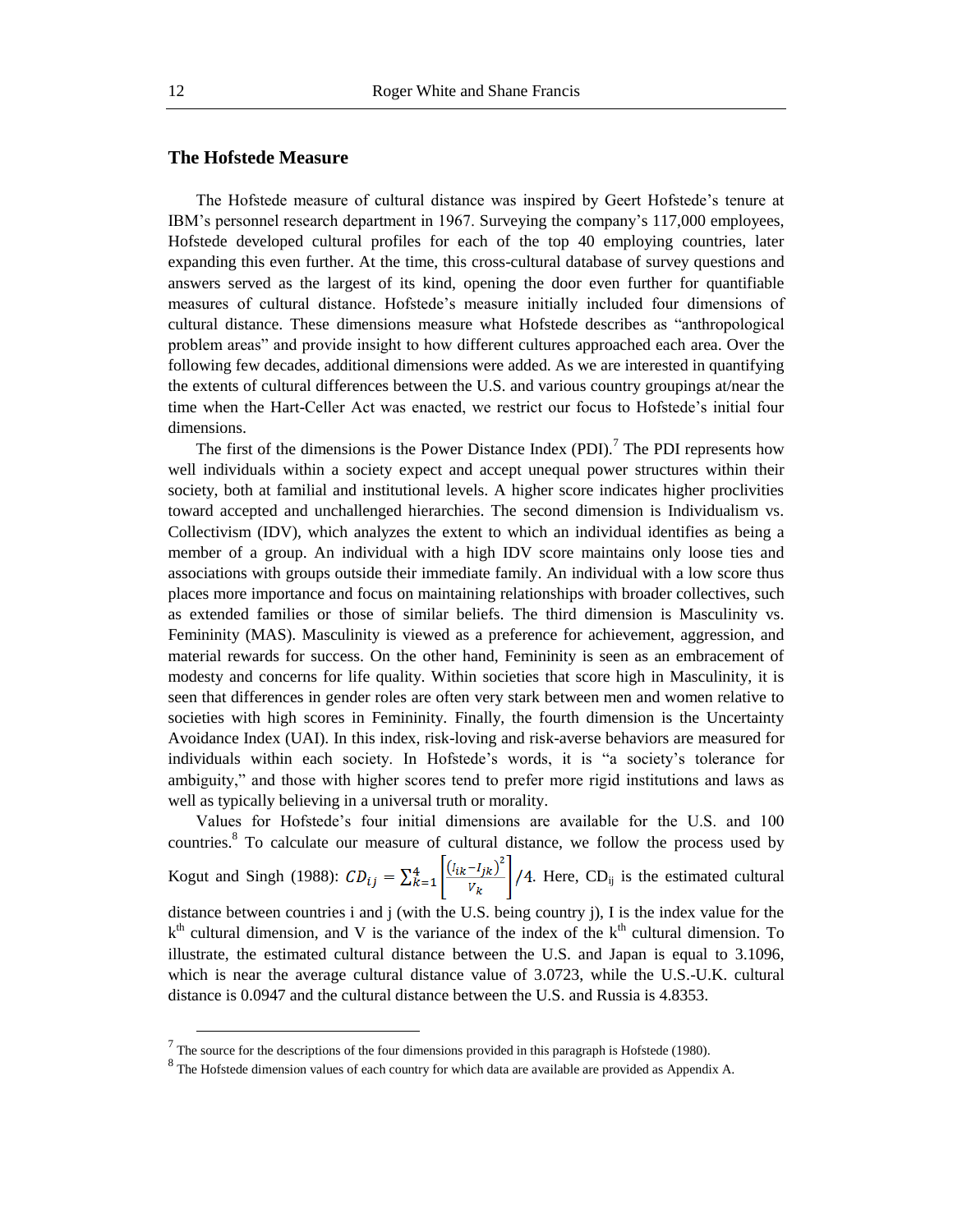## The Hofstede Measure

The Hofstede measure of cultural distance was inspired by Geert Hofstede's tenure at IBM's personnel research department in 1967. Surveying the company's 117,000 employees, Hofstede developed cultural profiles for each of the top 40 employing countries, later expanding this even further. At the time, this cross-cultural database of survey questions and answers served as the largest of its kind, opening the door even further for quantifiable measures of cultural distance. Hofstede's measure initially included four dimensions of cultural distance. These dimensions measure what Hofstede describes as "anthropological problem areas" and provide insight to how different cultures approached each area. Over the following few decades, additional dimensions were added. As we are interested in quantifying the extents of cultural differences between the U.S. and various country groupings at/near the time when the Hart-Celler Act was enacted, we restrict our focus to Hofstede's initial four dimensions.

The first of the dimensions is the Power Distance Index (PDI).[7] The PDI represents how well individuals within a society expect and accept unequal power structures within their society, both at familial and institutional levels. A higher score indicates higher proclivities toward accepted and unchallenged hierarchies. The second dimension is Individualism vs. Collectivism (IDV), which analyzes the extent to which an individual identifies as being a member of a group. An individual with a high IDV score maintains only loose ties and associations with groups outside their immediate family. An individual with a low score thus places more importance and focus on maintaining relationships with broader collectives, such as extended families or those of similar beliefs. The third dimension is Masculinity vs. Femininity (MAS). Masculinity is viewed as a preference for achievement, aggression, and material rewards for success. On the other hand, Femininity is seen as an embracement of modesty and concerns for life quality. Within societies that score high in Masculinity, it is seen that differences in gender roles are often very stark between men and women relative to societies with high scores in Femininity. Finally, the fourth dimension is the Uncertainty Avoidance Index (UAI). In this index, risk-loving and risk-averse behaviors are measured for individuals within each society. In Hofstede's words, it is "a society's tolerance for ambiguity," and those with higher scores tend to prefer more rigid institutions and laws as well as typically believing in a universal truth or morality.

Values for Hofstede's four initial dimensions are available for the U.S. and 100 countries.[8] To calculate our measure of cultural distance, we follow the process used by Kogut and Singh (1988): $CD_{ij} = \sum_{k=1}^{4}\left[\frac{(I_{ik}-I_{jk})^2}{V_k}\right]/4$. Here, $CD_{ij}$ is the estimated cultural distance between countries i and j (with the U.S. being country j), I is the index value for the $k^{th}$ cultural dimension, and V is the variance of the index of the $k^{th}$ cultural dimension. To illustrate, the estimated cultural distance between the U.S. and Japan is equal to 3.1096, which is near the average cultural distance value of 3.0723, while the U.S.-U.K. cultural distance is 0.0947 and the cultural distance between the U.S. and Russia is 4.8353.

[7] The source for the descriptions of the four dimensions provided in this paragraph is Hofstede (1980).

[8] The Hofstede dimension values of each country for which data are available are provided as Appendix A.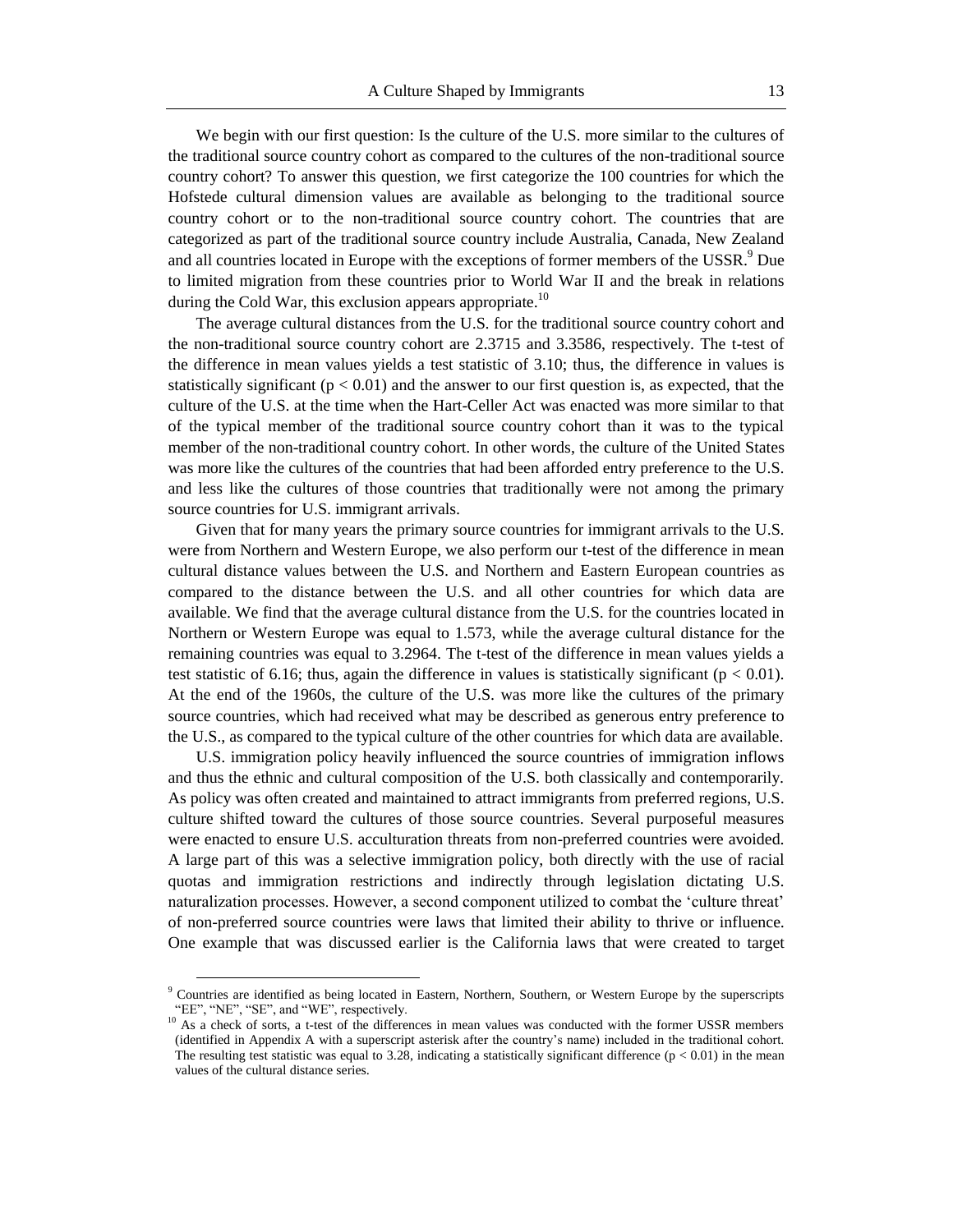We begin with our first question: Is the culture of the U.S. more similar to the cultures of the traditional source country cohort as compared to the cultures of the non-traditional source country cohort? To answer this question, we first categorize the 100 countries for which the Hofstede cultural dimension values are available as belonging to the traditional source country cohort or to the non-traditional source country cohort. The countries that are categorized as part of the traditional source country include Australia, Canada, New Zealand and all countries located in Europe with the exceptions of former members of the USSR.[9] Due to limited migration from these countries prior to World War II and the break in relations during the Cold War, this exclusion appears appropriate.[10]

The average cultural distances from the U.S. for the traditional source country cohort and the non-traditional source country cohort are 2.3715 and 3.3586, respectively. The t-test of the difference in mean values yields a test statistic of 3.10; thus, the difference in values is statistically significant ($p < 0.01$) and the answer to our first question is, as expected, that the culture of the U.S. at the time when the Hart-Celler Act was enacted was more similar to that of the typical member of the traditional source country cohort than it was to the typical member of the non-traditional country cohort. In other words, the culture of the United States was more like the cultures of the countries that had been afforded entry preference to the U.S. and less like the cultures of those countries that traditionally were not among the primary source countries for U.S. immigrant arrivals.

Given that for many years the primary source countries for immigrant arrivals to the U.S. were from Northern and Western Europe, we also perform our t-test of the difference in mean cultural distance values between the U.S. and Northern and Eastern European countries as compared to the distance between the U.S. and all other countries for which data are available. We find that the average cultural distance from the U.S. for the countries located in Northern or Western Europe was equal to 1.573, while the average cultural distance for the remaining countries was equal to 3.2964. The t-test of the difference in mean values yields a test statistic of 6.16; thus, again the difference in values is statistically significant ($p < 0.01$). At the end of the 1960s, the culture of the U.S. was more like the cultures of the primary source countries, which had received what may be described as generous entry preference to the U.S., as compared to the typical culture of the other countries for which data are available.

U.S. immigration policy heavily influenced the source countries of immigration inflows and thus the ethnic and cultural composition of the U.S. both classically and contemporarily. As policy was often created and maintained to attract immigrants from preferred regions, U.S. culture shifted toward the cultures of those source countries. Several purposeful measures were enacted to ensure U.S. acculturation threats from non-preferred countries were avoided. A large part of this was a selective immigration policy, both directly with the use of racial quotas and immigration restrictions and indirectly through legislation dictating U.S. naturalization processes. However, a second component utilized to combat the 'culture threat' of non-preferred source countries were laws that limited their ability to thrive or influence. One example that was discussed earlier is the California laws that were created to target

---

[9] Countries are identified as being located in Eastern, Northern, Southern, or Western Europe by the superscripts "EE", "NE", "SE", and "WE", respectively.

[10] As a check of sorts, a t-test of the differences in mean values was conducted with the former USSR members (identified in Appendix A with a superscript asterisk after the country's name) included in the traditional cohort. The resulting test statistic was equal to 3.28, indicating a statistically significant difference ($p < 0.01$) in the mean values of the cultural distance series.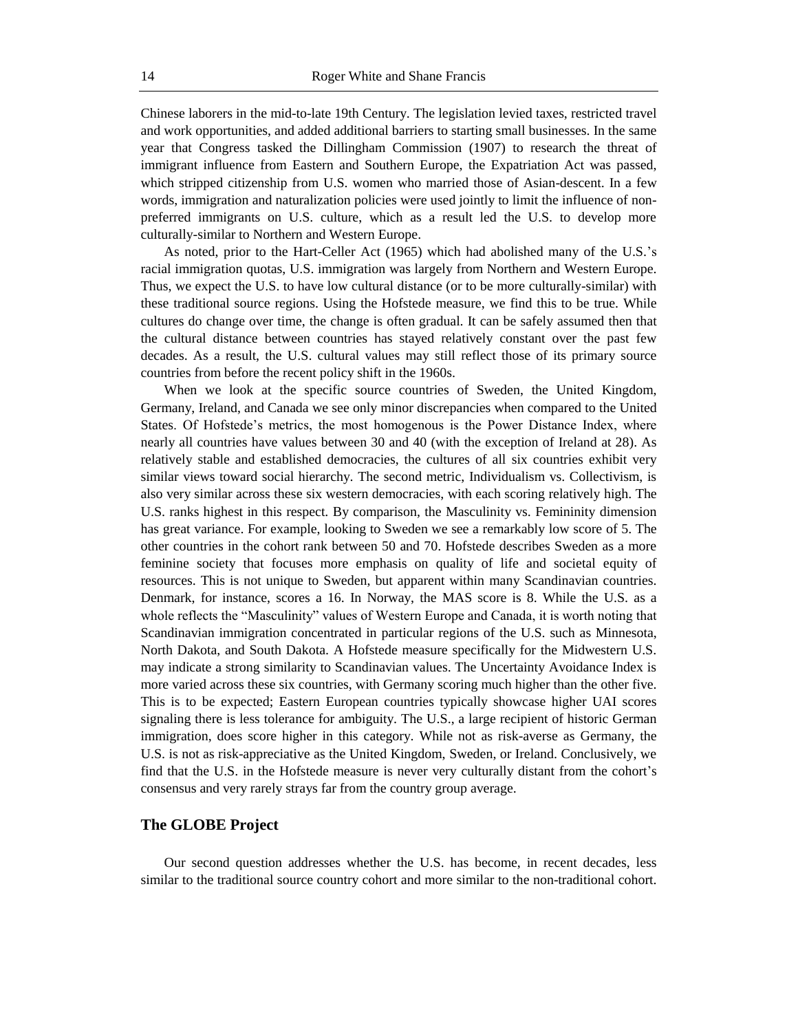Chinese laborers in the mid-to-late 19th Century. The legislation levied taxes, restricted travel and work opportunities, and added additional barriers to starting small businesses. In the same year that Congress tasked the Dillingham Commission (1907) to research the threat of immigrant influence from Eastern and Southern Europe, the Expatriation Act was passed, which stripped citizenship from U.S. women who married those of Asian-descent. In a few words, immigration and naturalization policies were used jointly to limit the influence of non-preferred immigrants on U.S. culture, which as a result led the U.S. to develop more culturally-similar to Northern and Western Europe.

As noted, prior to the Hart-Celler Act (1965) which had abolished many of the U.S.'s racial immigration quotas, U.S. immigration was largely from Northern and Western Europe. Thus, we expect the U.S. to have low cultural distance (or to be more culturally-similar) with these traditional source regions. Using the Hofstede measure, we find this to be true. While cultures do change over time, the change is often gradual. It can be safely assumed then that the cultural distance between countries has stayed relatively constant over the past few decades. As a result, the U.S. cultural values may still reflect those of its primary source countries from before the recent policy shift in the 1960s.

When we look at the specific source countries of Sweden, the United Kingdom, Germany, Ireland, and Canada we see only minor discrepancies when compared to the United States. Of Hofstede's metrics, the most homogenous is the Power Distance Index, where nearly all countries have values between 30 and 40 (with the exception of Ireland at 28). As relatively stable and established democracies, the cultures of all six countries exhibit very similar views toward social hierarchy. The second metric, Individualism vs. Collectivism, is also very similar across these six western democracies, with each scoring relatively high. The U.S. ranks highest in this respect. By comparison, the Masculinity vs. Femininity dimension has great variance. For example, looking to Sweden we see a remarkably low score of 5. The other countries in the cohort rank between 50 and 70. Hofstede describes Sweden as a more feminine society that focuses more emphasis on quality of life and societal equity of resources. This is not unique to Sweden, but apparent within many Scandinavian countries. Denmark, for instance, scores a 16. In Norway, the MAS score is 8. While the U.S. as a whole reflects the "Masculinity" values of Western Europe and Canada, it is worth noting that Scandinavian immigration concentrated in particular regions of the U.S. such as Minnesota, North Dakota, and South Dakota. A Hofstede measure specifically for the Midwestern U.S. may indicate a strong similarity to Scandinavian values. The Uncertainty Avoidance Index is more varied across these six countries, with Germany scoring much higher than the other five. This is to be expected; Eastern European countries typically showcase higher UAI scores signaling there is less tolerance for ambiguity. The U.S., a large recipient of historic German immigration, does score higher in this category. While not as risk-averse as Germany, the U.S. is not as risk-appreciative as the United Kingdom, Sweden, or Ireland. Conclusively, we find that the U.S. in the Hofstede measure is never very culturally distant from the cohort's consensus and very rarely strays far from the country group average.

## The GLOBE Project

Our second question addresses whether the U.S. has become, in recent decades, less similar to the traditional source country cohort and more similar to the non-traditional cohort.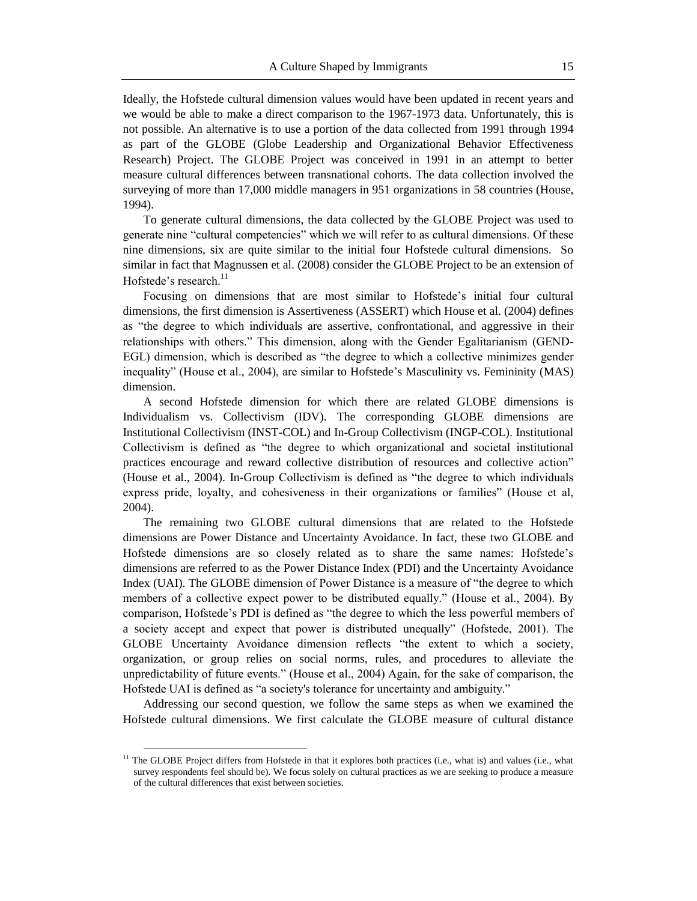Ideally, the Hofstede cultural dimension values would have been updated in recent years and we would be able to make a direct comparison to the 1967-1973 data. Unfortunately, this is not possible. An alternative is to use a portion of the data collected from 1991 through 1994 as part of the GLOBE (Globe Leadership and Organizational Behavior Effectiveness Research) Project. The GLOBE Project was conceived in 1991 in an attempt to better measure cultural differences between transnational cohorts. The data collection involved the surveying of more than 17,000 middle managers in 951 organizations in 58 countries (House, 1994).

To generate cultural dimensions, the data collected by the GLOBE Project was used to generate nine "cultural competencies" which we will refer to as cultural dimensions. Of these nine dimensions, six are quite similar to the initial four Hofstede cultural dimensions. So similar in fact that Magnussen et al. (2008) consider the GLOBE Project to be an extension of Hofstede's research.[11]

Focusing on dimensions that are most similar to Hofstede's initial four cultural dimensions, the first dimension is Assertiveness (ASSERT) which House et al. (2004) defines as "the degree to which individuals are assertive, confrontational, and aggressive in their relationships with others." This dimension, along with the Gender Egalitarianism (GEND-EGL) dimension, which is described as "the degree to which a collective minimizes gender inequality" (House et al., 2004), are similar to Hofstede's Masculinity vs. Femininity (MAS) dimension.

A second Hofstede dimension for which there are related GLOBE dimensions is Individualism vs. Collectivism (IDV). The corresponding GLOBE dimensions are Institutional Collectivism (INST-COL) and In-Group Collectivism (INGP-COL). Institutional Collectivism is defined as "the degree to which organizational and societal institutional practices encourage and reward collective distribution of resources and collective action" (House et al., 2004). In-Group Collectivism is defined as "the degree to which individuals express pride, loyalty, and cohesiveness in their organizations or families" (House et al, 2004).

The remaining two GLOBE cultural dimensions that are related to the Hofstede dimensions are Power Distance and Uncertainty Avoidance. In fact, these two GLOBE and Hofstede dimensions are so closely related as to share the same names: Hofstede's dimensions are referred to as the Power Distance Index (PDI) and the Uncertainty Avoidance Index (UAI). The GLOBE dimension of Power Distance is a measure of "the degree to which members of a collective expect power to be distributed equally." (House et al., 2004). By comparison, Hofstede's PDI is defined as "the degree to which the less powerful members of a society accept and expect that power is distributed unequally" (Hofstede, 2001). The GLOBE Uncertainty Avoidance dimension reflects "the extent to which a society, organization, or group relies on social norms, rules, and procedures to alleviate the unpredictability of future events." (House et al., 2004) Again, for the sake of comparison, the Hofstede UAI is defined as "a society's tolerance for uncertainty and ambiguity."

Addressing our second question, we follow the same steps as when we examined the Hofstede cultural dimensions. We first calculate the GLOBE measure of cultural distance

[11] The GLOBE Project differs from Hofstede in that it explores both practices (i.e., what is) and values (i.e., what survey respondents feel should be). We focus solely on cultural practices as we are seeking to produce a measure of the cultural differences that exist between societies.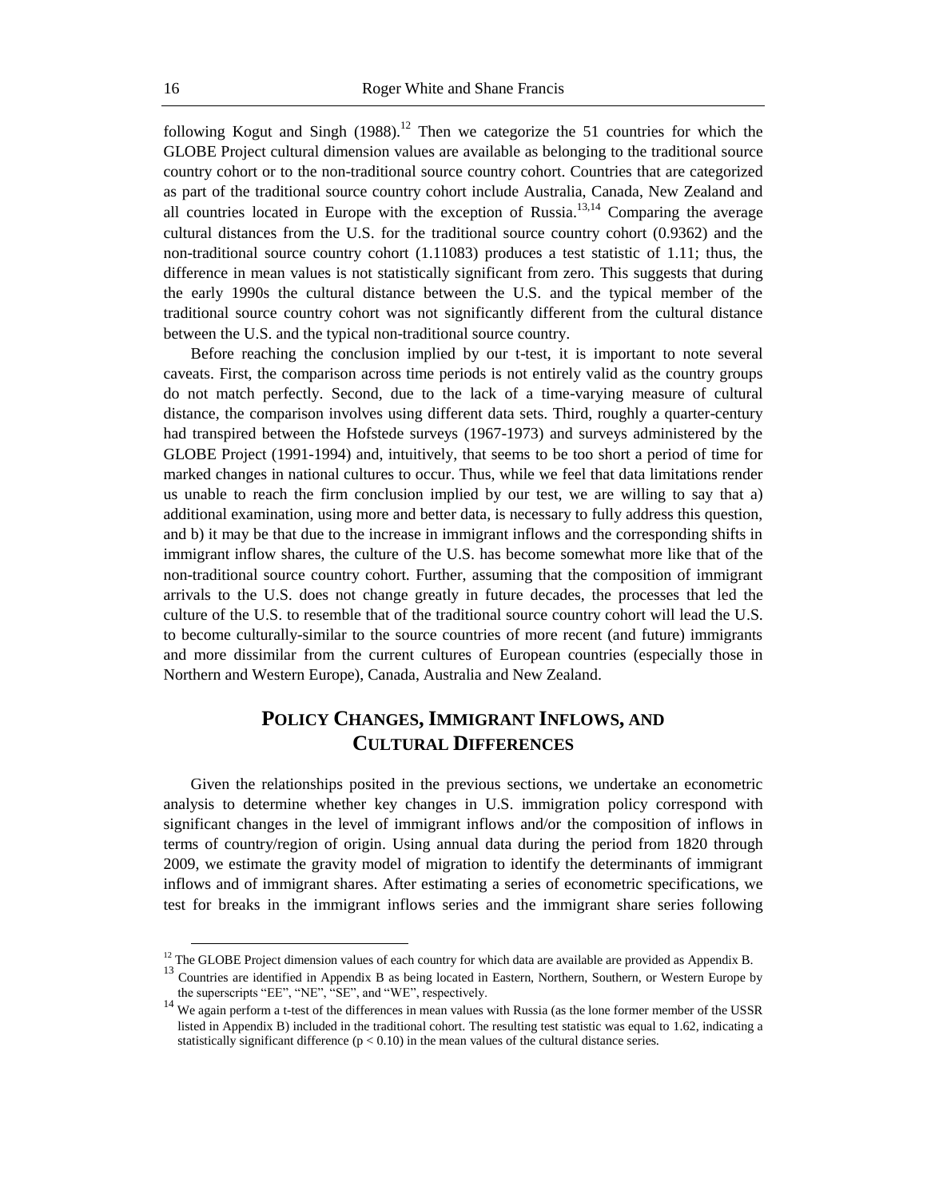following Kogut and Singh (1988).[12] Then we categorize the 51 countries for which the GLOBE Project cultural dimension values are available as belonging to the traditional source country cohort or to the non-traditional source country cohort. Countries that are categorized as part of the traditional source country cohort include Australia, Canada, New Zealand and all countries located in Europe with the exception of Russia.[13,14] Comparing the average cultural distances from the U.S. for the traditional source country cohort (0.9362) and the non-traditional source country cohort (1.11083) produces a test statistic of 1.11; thus, the difference in mean values is not statistically significant from zero. This suggests that during the early 1990s the cultural distance between the U.S. and the typical member of the traditional source country cohort was not significantly different from the cultural distance between the U.S. and the typical non-traditional source country.

Before reaching the conclusion implied by our t-test, it is important to note several caveats. First, the comparison across time periods is not entirely valid as the country groups do not match perfectly. Second, due to the lack of a time-varying measure of cultural distance, the comparison involves using different data sets. Third, roughly a quarter-century had transpired between the Hofstede surveys (1967-1973) and surveys administered by the GLOBE Project (1991-1994) and, intuitively, that seems to be too short a period of time for marked changes in national cultures to occur. Thus, while we feel that data limitations render us unable to reach the firm conclusion implied by our test, we are willing to say that a) additional examination, using more and better data, is necessary to fully address this question, and b) it may be that due to the increase in immigrant inflows and the corresponding shifts in immigrant inflow shares, the culture of the U.S. has become somewhat more like that of the non-traditional source country cohort. Further, assuming that the composition of immigrant arrivals to the U.S. does not change greatly in future decades, the processes that led the culture of the U.S. to resemble that of the traditional source country cohort will lead the U.S. to become culturally-similar to the source countries of more recent (and future) immigrants and more dissimilar from the current cultures of European countries (especially those in Northern and Western Europe), Canada, Australia and New Zealand.

## Policy Changes, Immigrant Inflows, and Cultural Differences

Given the relationships posited in the previous sections, we undertake an econometric analysis to determine whether key changes in U.S. immigration policy correspond with significant changes in the level of immigrant inflows and/or the composition of inflows in terms of country/region of origin. Using annual data during the period from 1820 through 2009, we estimate the gravity model of migration to identify the determinants of immigrant inflows and of immigrant shares. After estimating a series of econometric specifications, we test for breaks in the immigrant inflows series and the immigrant share series following

---

[12] The GLOBE Project dimension values of each country for which data are available are provided as Appendix B.

[13] Countries are identified in Appendix B as being located in Eastern, Northern, Southern, or Western Europe by the superscripts "EE", "NE", "SE", and "WE", respectively.

[14] We again perform a t-test of the differences in mean values with Russia (as the lone former member of the USSR listed in Appendix B) included in the traditional cohort. The resulting test statistic was equal to 1.62, indicating a statistically significant difference ($p < 0.10$) in the mean values of the cultural distance series.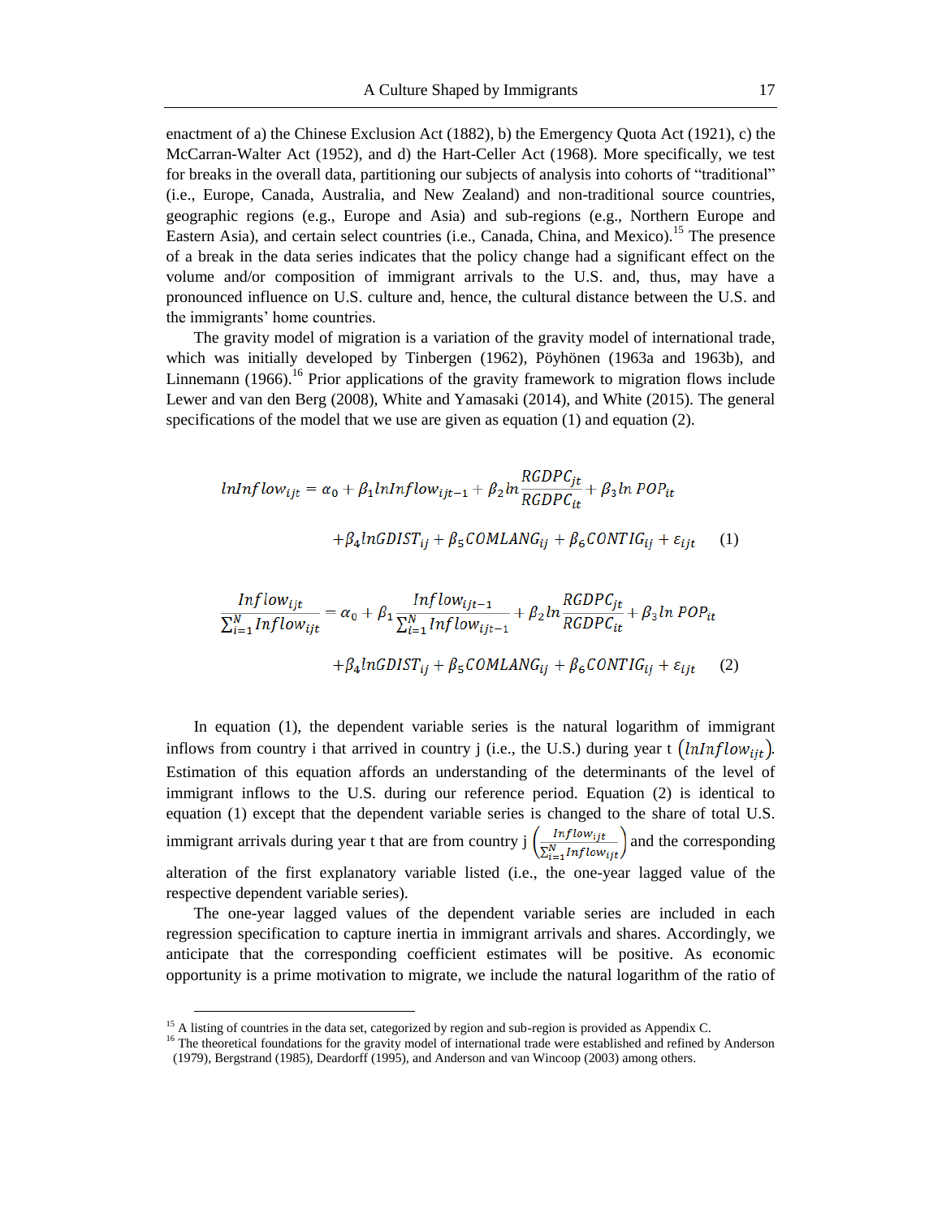enactment of a) the Chinese Exclusion Act (1882), b) the Emergency Quota Act (1921), c) the McCarran-Walter Act (1952), and d) the Hart-Celler Act (1968). More specifically, we test for breaks in the overall data, partitioning our subjects of analysis into cohorts of "traditional" (i.e., Europe, Canada, Australia, and New Zealand) and non-traditional source countries, geographic regions (e.g., Europe and Asia) and sub-regions (e.g., Northern Europe and Eastern Asia), and certain select countries (i.e., Canada, China, and Mexico).[15] The presence of a break in the data series indicates that the policy change had a significant effect on the volume and/or composition of immigrant arrivals to the U.S. and, thus, may have a pronounced influence on U.S. culture and, hence, the cultural distance between the U.S. and the immigrants' home countries.

The gravity model of migration is a variation of the gravity model of international trade, which was initially developed by Tinbergen (1962), Pöyhönen (1963a and 1963b), and Linnemann (1966).[16] Prior applications of the gravity framework to migration flows include Lewer and van den Berg (2008), White and Yamasaki (2014), and White (2015). The general specifications of the model that we use are given as equation (1) and equation (2).

$$lnInflow_{ijt} = \alpha_0 + \beta_1 lnInflow_{ijt-1} + \beta_2 ln\frac{RGDPC_{jt}}{RGDPC_{it}} + \beta_3 ln\,POP_{it} + \beta_4 lnGDIST_{ij} + \beta_5 COMLANG_{ij} + \beta_6 CONTIG_{ij} + \varepsilon_{ijt} \quad (1)$$

$$\frac{Inflow_{ijt}}{\sum_{i=1}^{N} Inflow_{ijt}} = \alpha_0 + \beta_1 \frac{Inflow_{ijt-1}}{\sum_{i=1}^{N} Inflow_{ijt-1}} + \beta_2 ln\frac{RGDPC_{jt}}{RGDPC_{it}} + \beta_3 ln\,POP_{it} + \beta_4 lnGDIST_{ij} + \beta_5 COMLANG_{ij} + \beta_6 CONTIG_{ij} + \varepsilon_{ijt} \quad (2)$$

In equation (1), the dependent variable series is the natural logarithm of immigrant inflows from country i that arrived in country j (i.e., the U.S.) during year t $\left(lnInflow_{ijt}\right)$. Estimation of this equation affords an understanding of the determinants of the level of immigrant inflows to the U.S. during our reference period. Equation (2) is identical to equation (1) except that the dependent variable series is changed to the share of total U.S. immigrant arrivals during year t that are from country j $\left(\frac{Inflow_{ijt}}{\sum_{i=1}^{N} Inflow_{ijt}}\right)$ and the corresponding alteration of the first explanatory variable listed (i.e., the one-year lagged value of the respective dependent variable series).

The one-year lagged values of the dependent variable series are included in each regression specification to capture inertia in immigrant arrivals and shares. Accordingly, we anticipate that the corresponding coefficient estimates will be positive. As economic opportunity is a prime motivation to migrate, we include the natural logarithm of the ratio of

[15] A listing of countries in the data set, categorized by region and sub-region is provided as Appendix C.

[16] The theoretical foundations for the gravity model of international trade were established and refined by Anderson (1979), Bergstrand (1985), Deardorff (1995), and Anderson and van Wincoop (2003) among others.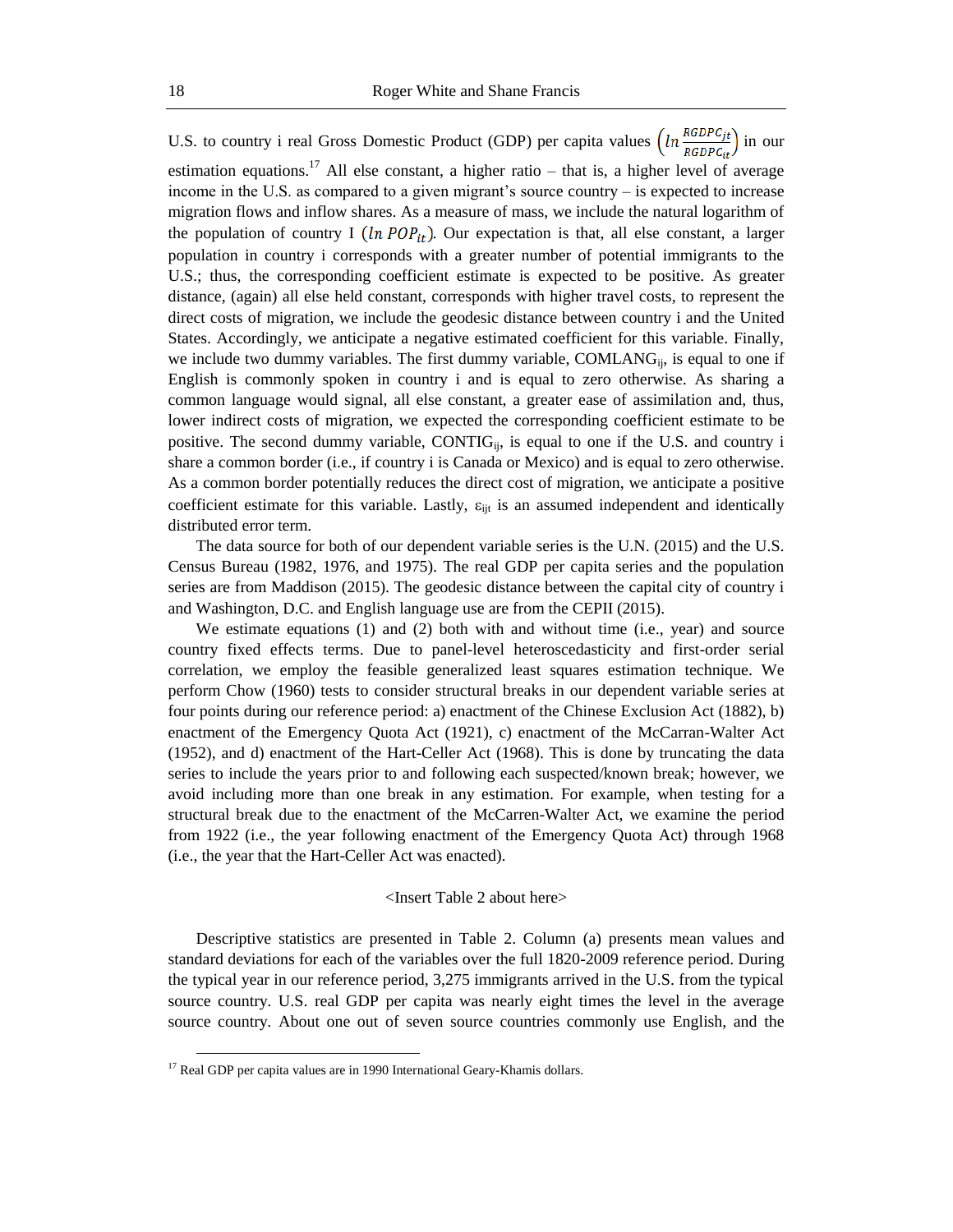U.S. to country i real Gross Domestic Product (GDP) per capita values $\left(ln\frac{RGDPC_{jt}}{RGDPC_{it}}\right)$ in our estimation equations.[17] All else constant, a higher ratio – that is, a higher level of average income in the U.S. as compared to a given migrant's source country – is expected to increase migration flows and inflow shares. As a measure of mass, we include the natural logarithm of the population of country I ($ln\ POP_{it}$). Our expectation is that, all else constant, a larger population in country i corresponds with a greater number of potential immigrants to the U.S.; thus, the corresponding coefficient estimate is expected to be positive. As greater distance, (again) all else held constant, corresponds with higher travel costs, to represent the direct costs of migration, we include the geodesic distance between country i and the United States. Accordingly, we anticipate a negative estimated coefficient for this variable. Finally, we include two dummy variables. The first dummy variable, $COMLANG_{ij}$, is equal to one if English is commonly spoken in country i and is equal to zero otherwise. As sharing a common language would signal, all else constant, a greater ease of assimilation and, thus, lower indirect costs of migration, we expected the corresponding coefficient estimate to be positive. The second dummy variable, $CONTIG_{ij}$, is equal to one if the U.S. and country i share a common border (i.e., if country i is Canada or Mexico) and is equal to zero otherwise. As a common border potentially reduces the direct cost of migration, we anticipate a positive coefficient estimate for this variable. Lastly, $\varepsilon_{ijt}$ is an assumed independent and identically distributed error term.

The data source for both of our dependent variable series is the U.N. (2015) and the U.S. Census Bureau (1982, 1976, and 1975). The real GDP per capita series and the population series are from Maddison (2015). The geodesic distance between the capital city of country i and Washington, D.C. and English language use are from the CEPII (2015).

We estimate equations (1) and (2) both with and without time (i.e., year) and source country fixed effects terms. Due to panel-level heteroscedasticity and first-order serial correlation, we employ the feasible generalized least squares estimation technique. We perform Chow (1960) tests to consider structural breaks in our dependent variable series at four points during our reference period: a) enactment of the Chinese Exclusion Act (1882), b) enactment of the Emergency Quota Act (1921), c) enactment of the McCarran-Walter Act (1952), and d) enactment of the Hart-Celler Act (1968). This is done by truncating the data series to include the years prior to and following each suspected/known break; however, we avoid including more than one break in any estimation. For example, when testing for a structural break due to the enactment of the McCarren-Walter Act, we examine the period from 1922 (i.e., the year following enactment of the Emergency Quota Act) through 1968 (i.e., the year that the Hart-Celler Act was enacted).

<Insert Table 2 about here>

Descriptive statistics are presented in Table 2. Column (a) presents mean values and standard deviations for each of the variables over the full 1820-2009 reference period. During the typical year in our reference period, 3,275 immigrants arrived in the U.S. from the typical source country. U.S. real GDP per capita was nearly eight times the level in the average source country. About one out of seven source countries commonly use English, and the

[17] Real GDP per capita values are in 1990 International Geary-Khamis dollars.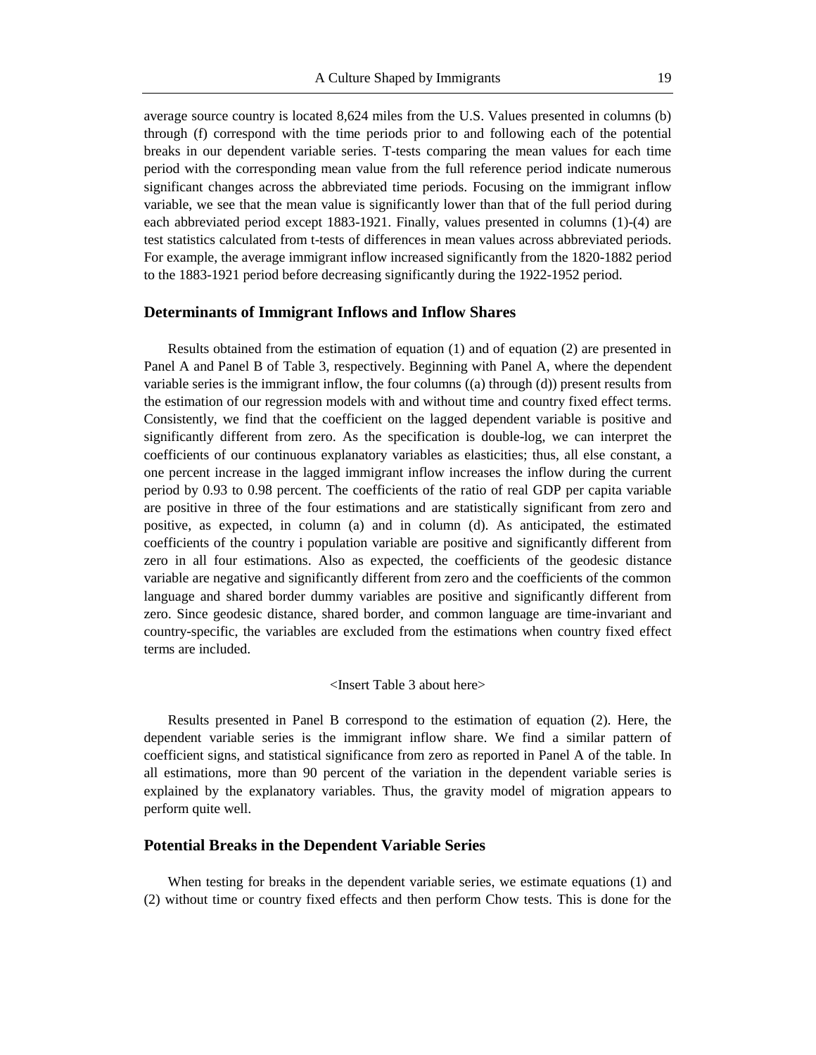average source country is located 8,624 miles from the U.S. Values presented in columns (b) through (f) correspond with the time periods prior to and following each of the potential breaks in our dependent variable series. T-tests comparing the mean values for each time period with the corresponding mean value from the full reference period indicate numerous significant changes across the abbreviated time periods. Focusing on the immigrant inflow variable, we see that the mean value is significantly lower than that of the full period during each abbreviated period except 1883-1921. Finally, values presented in columns (1)-(4) are test statistics calculated from t-tests of differences in mean values across abbreviated periods. For example, the average immigrant inflow increased significantly from the 1820-1882 period to the 1883-1921 period before decreasing significantly during the 1922-1952 period.

## Determinants of Immigrant Inflows and Inflow Shares

Results obtained from the estimation of equation (1) and of equation (2) are presented in Panel A and Panel B of Table 3, respectively. Beginning with Panel A, where the dependent variable series is the immigrant inflow, the four columns ((a) through (d)) present results from the estimation of our regression models with and without time and country fixed effect terms. Consistently, we find that the coefficient on the lagged dependent variable is positive and significantly different from zero. As the specification is double-log, we can interpret the coefficients of our continuous explanatory variables as elasticities; thus, all else constant, a one percent increase in the lagged immigrant inflow increases the inflow during the current period by 0.93 to 0.98 percent. The coefficients of the ratio of real GDP per capita variable are positive in three of the four estimations and are statistically significant from zero and positive, as expected, in column (a) and in column (d). As anticipated, the estimated coefficients of the country i population variable are positive and significantly different from zero in all four estimations. Also as expected, the coefficients of the geodesic distance variable are negative and significantly different from zero and the coefficients of the common language and shared border dummy variables are positive and significantly different from zero. Since geodesic distance, shared border, and common language are time-invariant and country-specific, the variables are excluded from the estimations when country fixed effect terms are included.

<Insert Table 3 about here>

Results presented in Panel B correspond to the estimation of equation (2). Here, the dependent variable series is the immigrant inflow share. We find a similar pattern of coefficient signs, and statistical significance from zero as reported in Panel A of the table. In all estimations, more than 90 percent of the variation in the dependent variable series is explained by the explanatory variables. Thus, the gravity model of migration appears to perform quite well.

## Potential Breaks in the Dependent Variable Series

When testing for breaks in the dependent variable series, we estimate equations (1) and (2) without time or country fixed effects and then perform Chow tests. This is done for the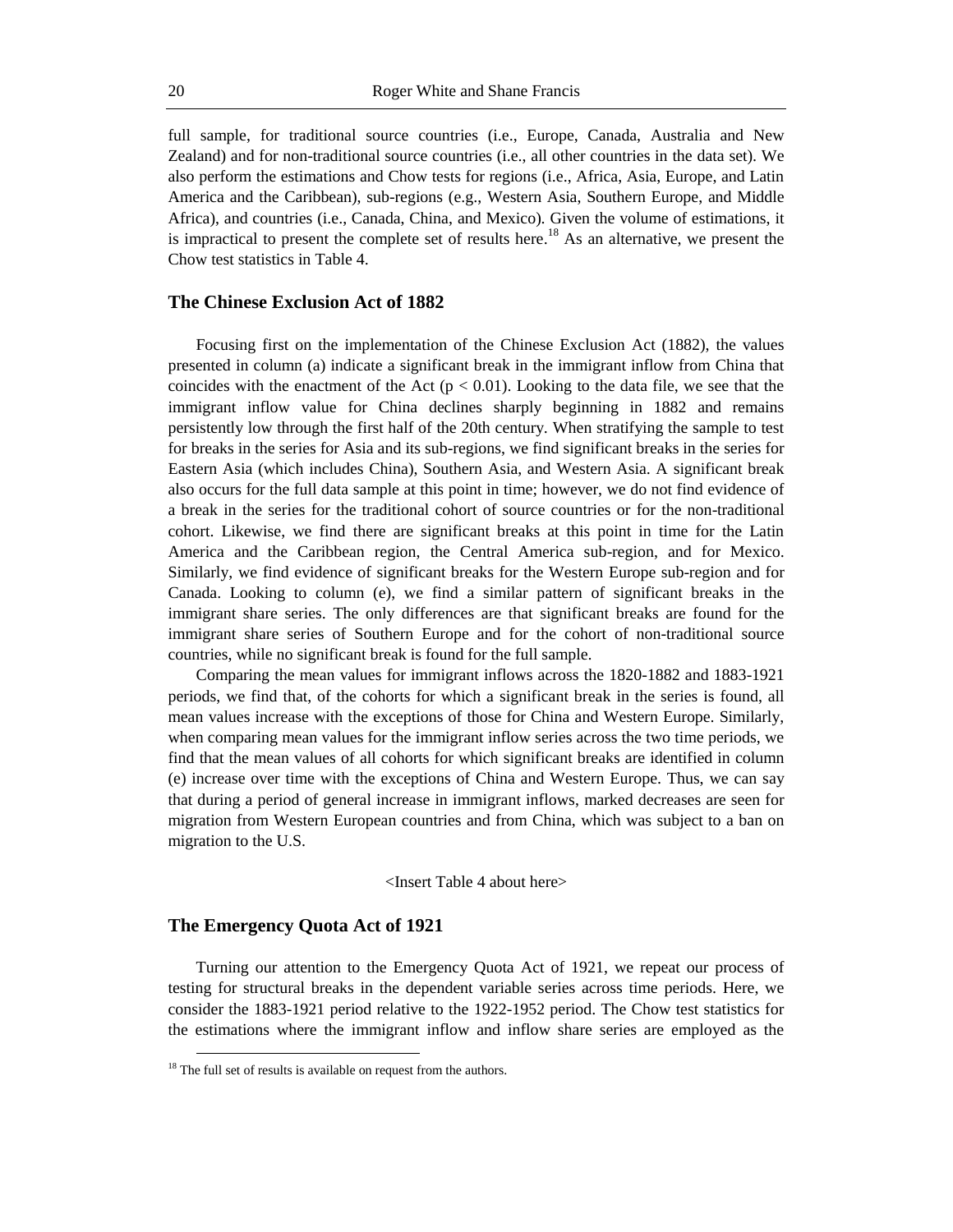full sample, for traditional source countries (i.e., Europe, Canada, Australia and New Zealand) and for non-traditional source countries (i.e., all other countries in the data set). We also perform the estimations and Chow tests for regions (i.e., Africa, Asia, Europe, and Latin America and the Caribbean), sub-regions (e.g., Western Asia, Southern Europe, and Middle Africa), and countries (i.e., Canada, China, and Mexico). Given the volume of estimations, it is impractical to present the complete set of results here.[18] As an alternative, we present the Chow test statistics in Table 4.

## The Chinese Exclusion Act of 1882

Focusing first on the implementation of the Chinese Exclusion Act (1882), the values presented in column (a) indicate a significant break in the immigrant inflow from China that coincides with the enactment of the Act ($p < 0.01$). Looking to the data file, we see that the immigrant inflow value for China declines sharply beginning in 1882 and remains persistently low through the first half of the 20th century. When stratifying the sample to test for breaks in the series for Asia and its sub-regions, we find significant breaks in the series for Eastern Asia (which includes China), Southern Asia, and Western Asia. A significant break also occurs for the full data sample at this point in time; however, we do not find evidence of a break in the series for the traditional cohort of source countries or for the non-traditional cohort. Likewise, we find there are significant breaks at this point in time for the Latin America and the Caribbean region, the Central America sub-region, and for Mexico. Similarly, we find evidence of significant breaks for the Western Europe sub-region and for Canada. Looking to column (e), we find a similar pattern of significant breaks in the immigrant share series. The only differences are that significant breaks are found for the immigrant share series of Southern Europe and for the cohort of non-traditional source countries, while no significant break is found for the full sample.

Comparing the mean values for immigrant inflows across the 1820-1882 and 1883-1921 periods, we find that, of the cohorts for which a significant break in the series is found, all mean values increase with the exceptions of those for China and Western Europe. Similarly, when comparing mean values for the immigrant inflow series across the two time periods, we find that the mean values of all cohorts for which significant breaks are identified in column (e) increase over time with the exceptions of China and Western Europe. Thus, we can say that during a period of general increase in immigrant inflows, marked decreases are seen for migration from Western European countries and from China, which was subject to a ban on migration to the U.S.

<Insert Table 4 about here>

## The Emergency Quota Act of 1921

Turning our attention to the Emergency Quota Act of 1921, we repeat our process of testing for structural breaks in the dependent variable series across time periods. Here, we consider the 1883-1921 period relative to the 1922-1952 period. The Chow test statistics for the estimations where the immigrant inflow and inflow share series are employed as the

[18] The full set of results is available on request from the authors.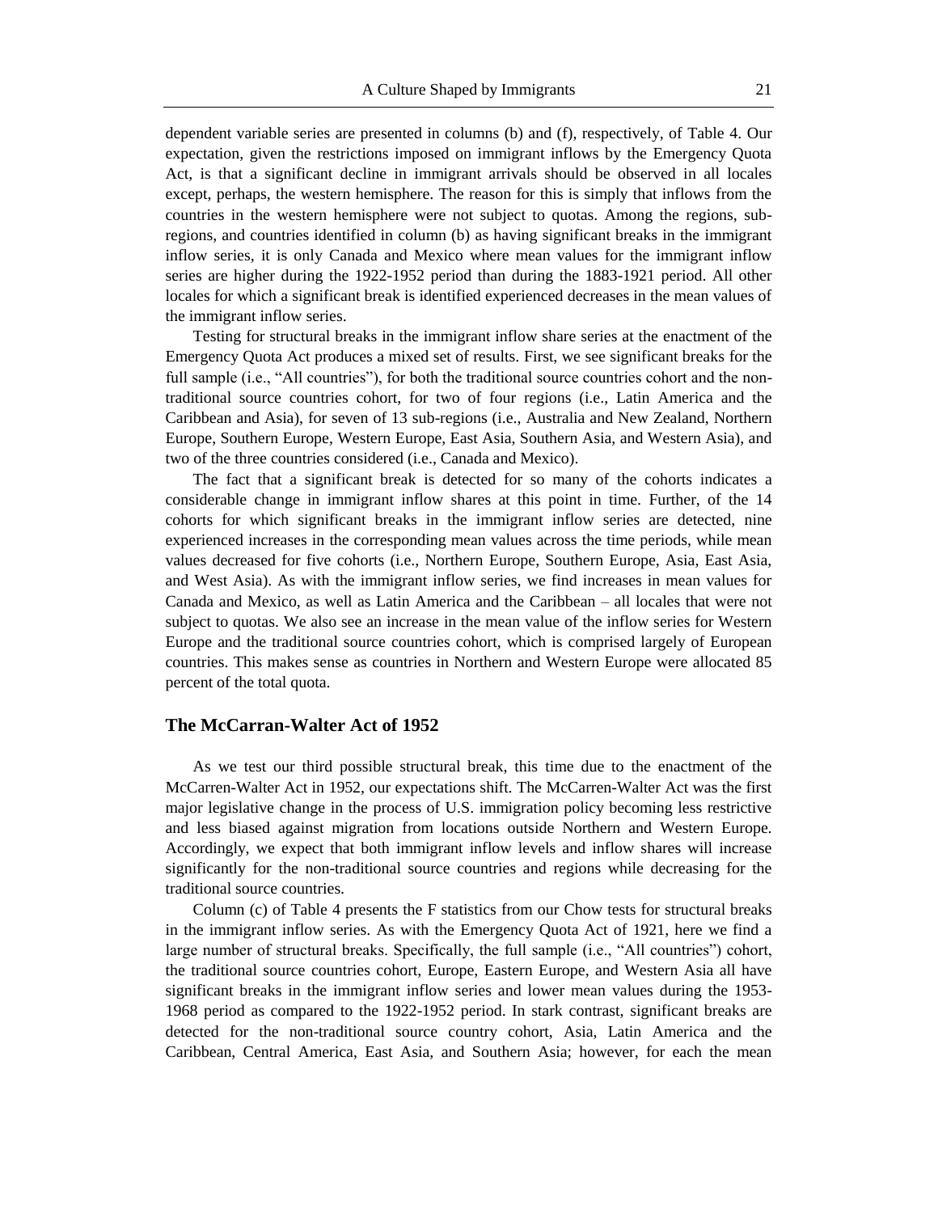dependent variable series are presented in columns (b) and (f), respectively, of Table 4. Our expectation, given the restrictions imposed on immigrant inflows by the Emergency Quota Act, is that a significant decline in immigrant arrivals should be observed in all locales except, perhaps, the western hemisphere. The reason for this is simply that inflows from the countries in the western hemisphere were not subject to quotas. Among the regions, sub-regions, and countries identified in column (b) as having significant breaks in the immigrant inflow series, it is only Canada and Mexico where mean values for the immigrant inflow series are higher during the 1922-1952 period than during the 1883-1921 period. All other locales for which a significant break is identified experienced decreases in the mean values of the immigrant inflow series.

Testing for structural breaks in the immigrant inflow share series at the enactment of the Emergency Quota Act produces a mixed set of results. First, we see significant breaks for the full sample (i.e., "All countries"), for both the traditional source countries cohort and the non-traditional source countries cohort, for two of four regions (i.e., Latin America and the Caribbean and Asia), for seven of 13 sub-regions (i.e., Australia and New Zealand, Northern Europe, Southern Europe, Western Europe, East Asia, Southern Asia, and Western Asia), and two of the three countries considered (i.e., Canada and Mexico).

The fact that a significant break is detected for so many of the cohorts indicates a considerable change in immigrant inflow shares at this point in time. Further, of the 14 cohorts for which significant breaks in the immigrant inflow series are detected, nine experienced increases in the corresponding mean values across the time periods, while mean values decreased for five cohorts (i.e., Northern Europe, Southern Europe, Asia, East Asia, and West Asia). As with the immigrant inflow series, we find increases in mean values for Canada and Mexico, as well as Latin America and the Caribbean – all locales that were not subject to quotas. We also see an increase in the mean value of the inflow series for Western Europe and the traditional source countries cohort, which is comprised largely of European countries. This makes sense as countries in Northern and Western Europe were allocated 85 percent of the total quota.

## The McCarran-Walter Act of 1952

As we test our third possible structural break, this time due to the enactment of the McCarren-Walter Act in 1952, our expectations shift. The McCarren-Walter Act was the first major legislative change in the process of U.S. immigration policy becoming less restrictive and less biased against migration from locations outside Northern and Western Europe. Accordingly, we expect that both immigrant inflow levels and inflow shares will increase significantly for the non-traditional source countries and regions while decreasing for the traditional source countries.

Column (c) of Table 4 presents the F statistics from our Chow tests for structural breaks in the immigrant inflow series. As with the Emergency Quota Act of 1921, here we find a large number of structural breaks. Specifically, the full sample (i.e., "All countries") cohort, the traditional source countries cohort, Europe, Eastern Europe, and Western Asia all have significant breaks in the immigrant inflow series and lower mean values during the 1953-1968 period as compared to the 1922-1952 period. In stark contrast, significant breaks are detected for the non-traditional source country cohort, Asia, Latin America and the Caribbean, Central America, East Asia, and Southern Asia; however, for each the mean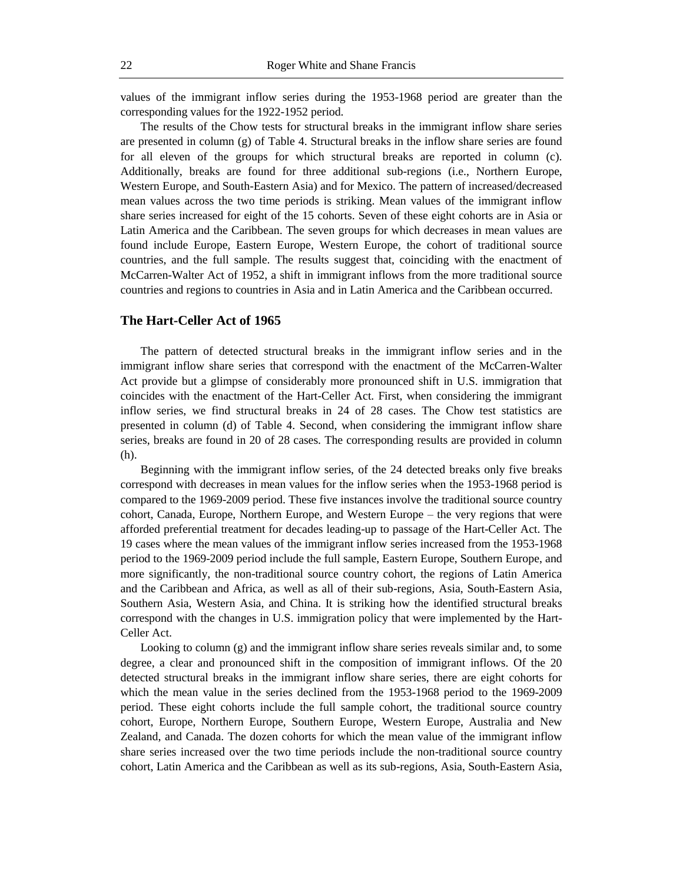values of the immigrant inflow series during the 1953-1968 period are greater than the corresponding values for the 1922-1952 period.

The results of the Chow tests for structural breaks in the immigrant inflow share series are presented in column (g) of Table 4. Structural breaks in the inflow share series are found for all eleven of the groups for which structural breaks are reported in column (c). Additionally, breaks are found for three additional sub-regions (i.e., Northern Europe, Western Europe, and South-Eastern Asia) and for Mexico. The pattern of increased/decreased mean values across the two time periods is striking. Mean values of the immigrant inflow share series increased for eight of the 15 cohorts. Seven of these eight cohorts are in Asia or Latin America and the Caribbean. The seven groups for which decreases in mean values are found include Europe, Eastern Europe, Western Europe, the cohort of traditional source countries, and the full sample. The results suggest that, coinciding with the enactment of McCarren-Walter Act of 1952, a shift in immigrant inflows from the more traditional source countries and regions to countries in Asia and in Latin America and the Caribbean occurred.

## The Hart-Celler Act of 1965

The pattern of detected structural breaks in the immigrant inflow series and in the immigrant inflow share series that correspond with the enactment of the McCarren-Walter Act provide but a glimpse of considerably more pronounced shift in U.S. immigration that coincides with the enactment of the Hart-Celler Act. First, when considering the immigrant inflow series, we find structural breaks in 24 of 28 cases. The Chow test statistics are presented in column (d) of Table 4. Second, when considering the immigrant inflow share series, breaks are found in 20 of 28 cases. The corresponding results are provided in column (h).

Beginning with the immigrant inflow series, of the 24 detected breaks only five breaks correspond with decreases in mean values for the inflow series when the 1953-1968 period is compared to the 1969-2009 period. These five instances involve the traditional source country cohort, Canada, Europe, Northern Europe, and Western Europe – the very regions that were afforded preferential treatment for decades leading-up to passage of the Hart-Celler Act. The 19 cases where the mean values of the immigrant inflow series increased from the 1953-1968 period to the 1969-2009 period include the full sample, Eastern Europe, Southern Europe, and more significantly, the non-traditional source country cohort, the regions of Latin America and the Caribbean and Africa, as well as all of their sub-regions, Asia, South-Eastern Asia, Southern Asia, Western Asia, and China. It is striking how the identified structural breaks correspond with the changes in U.S. immigration policy that were implemented by the Hart-Celler Act.

Looking to column (g) and the immigrant inflow share series reveals similar and, to some degree, a clear and pronounced shift in the composition of immigrant inflows. Of the 20 detected structural breaks in the immigrant inflow share series, there are eight cohorts for which the mean value in the series declined from the 1953-1968 period to the 1969-2009 period. These eight cohorts include the full sample cohort, the traditional source country cohort, Europe, Northern Europe, Southern Europe, Western Europe, Australia and New Zealand, and Canada. The dozen cohorts for which the mean value of the immigrant inflow share series increased over the two time periods include the non-traditional source country cohort, Latin America and the Caribbean as well as its sub-regions, Asia, South-Eastern Asia,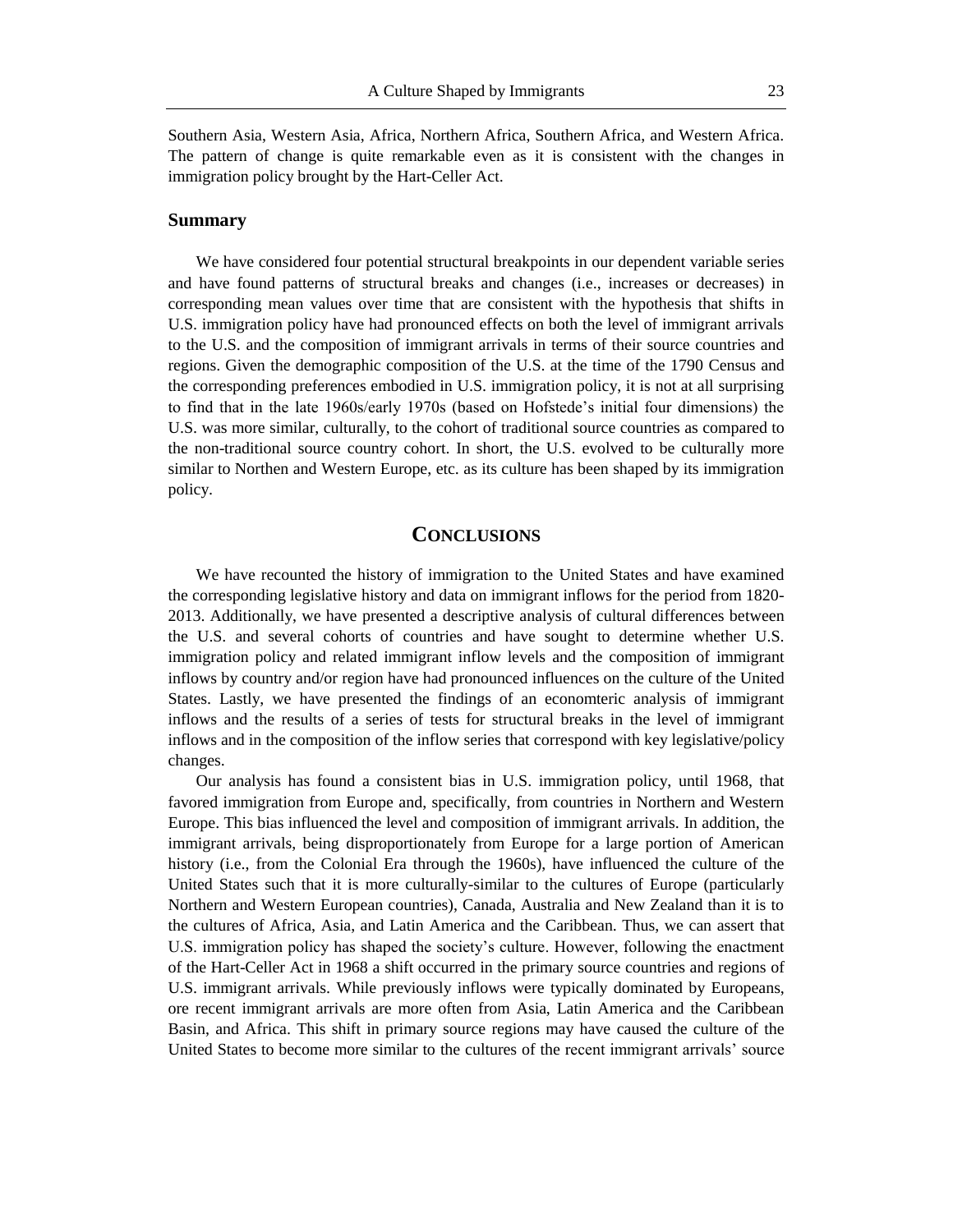Southern Asia, Western Asia, Africa, Northern Africa, Southern Africa, and Western Africa. The pattern of change is quite remarkable even as it is consistent with the changes in immigration policy brought by the Hart-Celler Act.

### Summary

We have considered four potential structural breakpoints in our dependent variable series and have found patterns of structural breaks and changes (i.e., increases or decreases) in corresponding mean values over time that are consistent with the hypothesis that shifts in U.S. immigration policy have had pronounced effects on both the level of immigrant arrivals to the U.S. and the composition of immigrant arrivals in terms of their source countries and regions. Given the demographic composition of the U.S. at the time of the 1790 Census and the corresponding preferences embodied in U.S. immigration policy, it is not at all surprising to find that in the late 1960s/early 1970s (based on Hofstede's initial four dimensions) the U.S. was more similar, culturally, to the cohort of traditional source countries as compared to the non-traditional source country cohort. In short, the U.S. evolved to be culturally more similar to Northen and Western Europe, etc. as its culture has been shaped by its immigration policy.

## CONCLUSIONS

We have recounted the history of immigration to the United States and have examined the corresponding legislative history and data on immigrant inflows for the period from 1820-2013. Additionally, we have presented a descriptive analysis of cultural differences between the U.S. and several cohorts of countries and have sought to determine whether U.S. immigration policy and related immigrant inflow levels and the composition of immigrant inflows by country and/or region have had pronounced influences on the culture of the United States. Lastly, we have presented the findings of an economteric analysis of immigrant inflows and the results of a series of tests for structural breaks in the level of immigrant inflows and in the composition of the inflow series that correspond with key legislative/policy changes.

Our analysis has found a consistent bias in U.S. immigration policy, until 1968, that favored immigration from Europe and, specifically, from countries in Northern and Western Europe. This bias influenced the level and composition of immigrant arrivals. In addition, the immigrant arrivals, being disproportionately from Europe for a large portion of American history (i.e., from the Colonial Era through the 1960s), have influenced the culture of the United States such that it is more culturally-similar to the cultures of Europe (particularly Northern and Western European countries), Canada, Australia and New Zealand than it is to the cultures of Africa, Asia, and Latin America and the Caribbean. Thus, we can assert that U.S. immigration policy has shaped the society's culture. However, following the enactment of the Hart-Celler Act in 1968 a shift occurred in the primary source countries and regions of U.S. immigrant arrivals. While previously inflows were typically dominated by Europeans, ore recent immigrant arrivals are more often from Asia, Latin America and the Caribbean Basin, and Africa. This shift in primary source regions may have caused the culture of the United States to become more similar to the cultures of the recent immigrant arrivals' source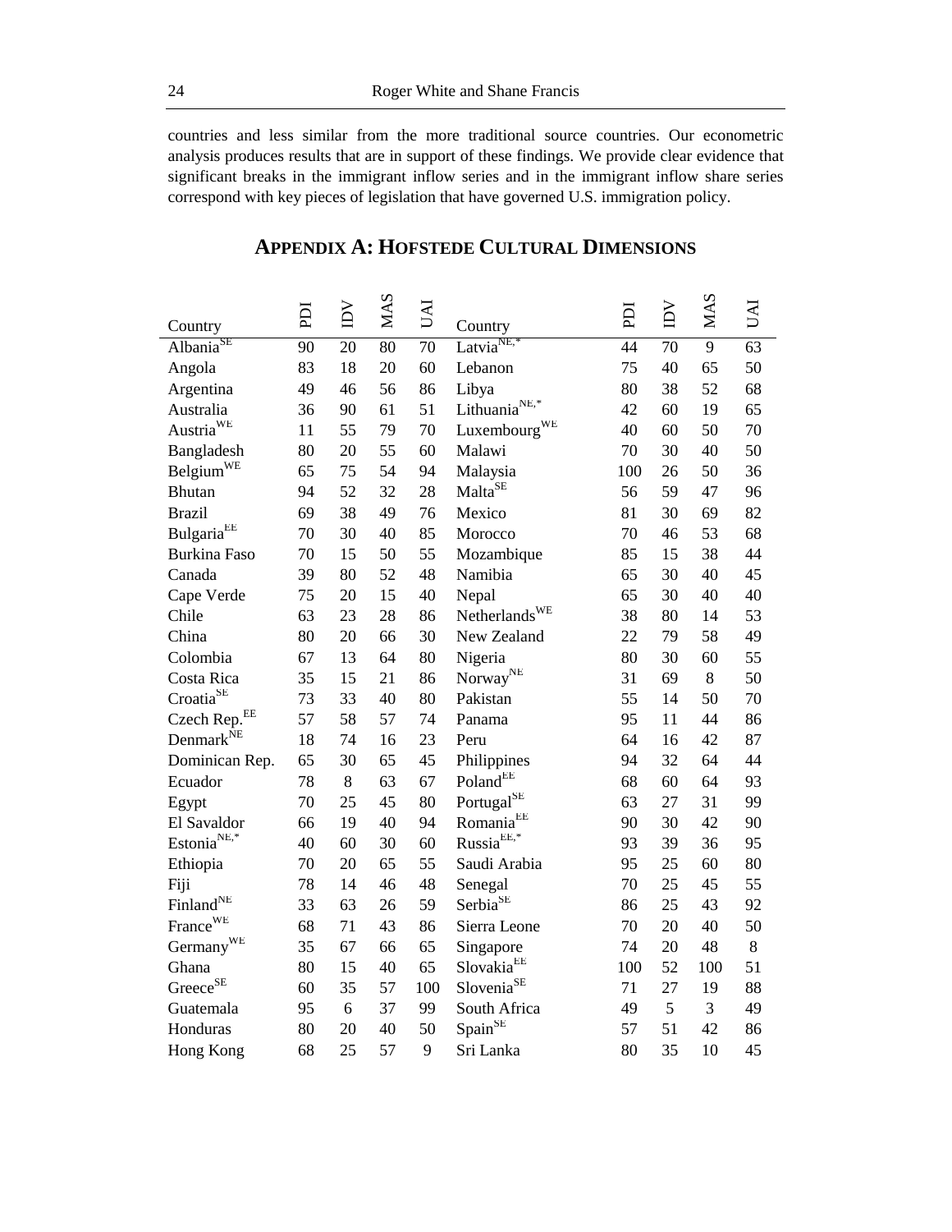countries and less similar from the more traditional source countries. Our econometric analysis produces results that are in support of these findings. We provide clear evidence that significant breaks in the immigrant inflow series and in the immigrant inflow share series correspond with key pieces of legislation that have governed U.S. immigration policy.

## APPENDIX A: HOFSTEDE CULTURAL DIMENSIONS

| Country | PDI | IDV | MAS | UAI | Country | PDI | IDV | MAS | UAI |
|---|---|---|---|---|---|---|---|---|---|
| Albania[SE] | 90 | 20 | 80 | 70 | Latvia[NE,*] | 44 | 70 | 9 | 63 |
| Angola | 83 | 18 | 20 | 60 | Lebanon | 75 | 40 | 65 | 50 |
| Argentina | 49 | 46 | 56 | 86 | Libya | 80 | 38 | 52 | 68 |
| Australia | 36 | 90 | 61 | 51 | Lithuania[NE,*] | 42 | 60 | 19 | 65 |
| Austria[WE] | 11 | 55 | 79 | 70 | Luxembourg[WE] | 40 | 60 | 50 | 70 |
| Bangladesh | 80 | 20 | 55 | 60 | Malawi | 70 | 30 | 40 | 50 |
| Belgium[WE] | 65 | 75 | 54 | 94 | Malaysia | 100 | 26 | 50 | 36 |
| Bhutan | 94 | 52 | 32 | 28 | Malta[SE] | 56 | 59 | 47 | 96 |
| Brazil | 69 | 38 | 49 | 76 | Mexico | 81 | 30 | 69 | 82 |
| Bulgaria[EE] | 70 | 30 | 40 | 85 | Morocco | 70 | 46 | 53 | 68 |
| Burkina Faso | 70 | 15 | 50 | 55 | Mozambique | 85 | 15 | 38 | 44 |
| Canada | 39 | 80 | 52 | 48 | Namibia | 65 | 30 | 40 | 45 |
| Cape Verde | 75 | 20 | 15 | 40 | Nepal | 65 | 30 | 40 | 40 |
| Chile | 63 | 23 | 28 | 86 | Netherlands[WE] | 38 | 80 | 14 | 53 |
| China | 80 | 20 | 66 | 30 | New Zealand | 22 | 79 | 58 | 49 |
| Colombia | 67 | 13 | 64 | 80 | Nigeria | 80 | 30 | 60 | 55 |
| Costa Rica | 35 | 15 | 21 | 86 | Norway[NE] | 31 | 69 | 8 | 50 |
| Croatia[SE] | 73 | 33 | 40 | 80 | Pakistan | 55 | 14 | 50 | 70 |
| Czech Rep.[EE] | 57 | 58 | 57 | 74 | Panama | 95 | 11 | 44 | 86 |
| Denmark[NE] | 18 | 74 | 16 | 23 | Peru | 64 | 16 | 42 | 87 |
| Dominican Rep. | 65 | 30 | 65 | 45 | Philippines | 94 | 32 | 64 | 44 |
| Ecuador | 78 | 8 | 63 | 67 | Poland[EE] | 68 | 60 | 64 | 93 |
| Egypt | 70 | 25 | 45 | 80 | Portugal[SE] | 63 | 27 | 31 | 99 |
| El Savaldor | 66 | 19 | 40 | 94 | Romania[EE] | 90 | 30 | 42 | 90 |
| Estonia[NE,*] | 40 | 60 | 30 | 60 | Russia[EE,*] | 93 | 39 | 36 | 95 |
| Ethiopia | 70 | 20 | 65 | 55 | Saudi Arabia | 95 | 25 | 60 | 80 |
| Fiji | 78 | 14 | 46 | 48 | Senegal | 70 | 25 | 45 | 55 |
| Finland[NE] | 33 | 63 | 26 | 59 | Serbia[SE] | 86 | 25 | 43 | 92 |
| France[WE] | 68 | 71 | 43 | 86 | Sierra Leone | 70 | 20 | 40 | 50 |
| Germany[WE] | 35 | 67 | 66 | 65 | Singapore | 74 | 20 | 48 | 8 |
| Ghana | 80 | 15 | 40 | 65 | Slovakia[EE] | 100 | 52 | 100 | 51 |
| Greece[SE] | 60 | 35 | 57 | 100 | Slovenia[SE] | 71 | 27 | 19 | 88 |
| Guatemala | 95 | 6 | 37 | 99 | South Africa | 49 | 5 | 3 | 49 |
| Honduras | 80 | 20 | 40 | 50 | Spain[SE] | 57 | 51 | 42 | 86 |
| Hong Kong | 68 | 25 | 57 | 9 | Sri Lanka | 80 | 35 | 10 | 45 |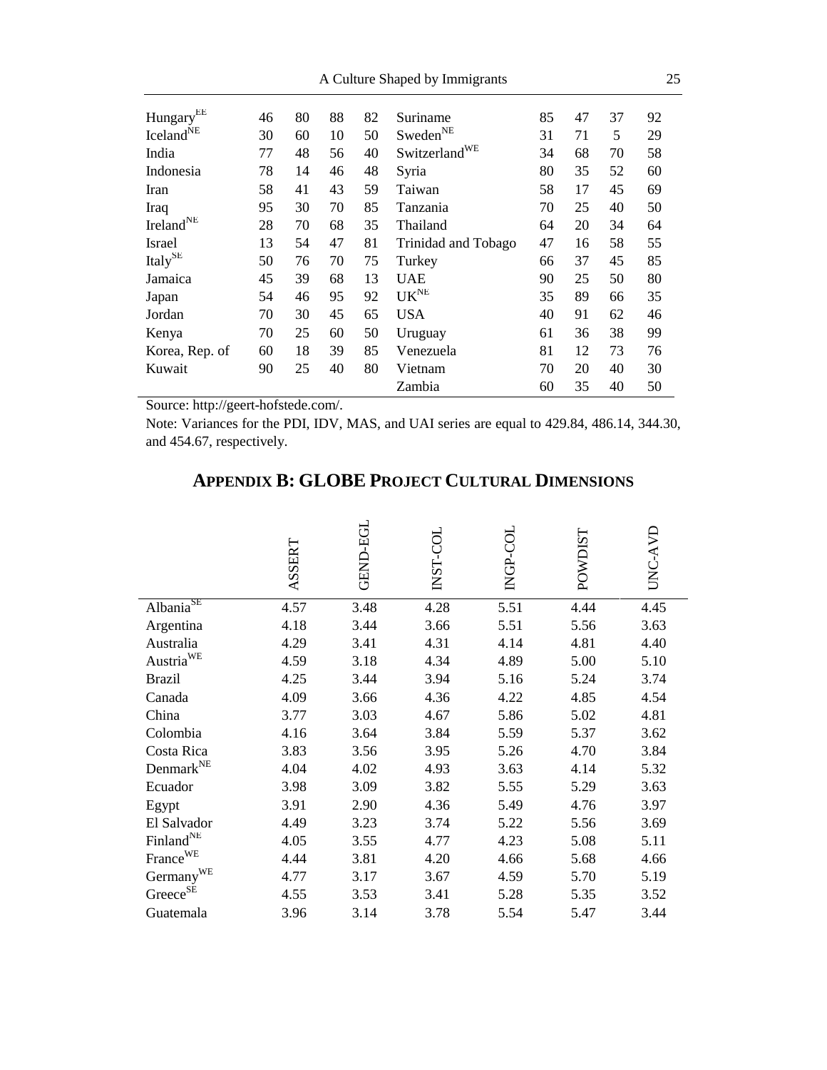| | | | | | | | | | |
|---|---|---|---|---|---|---|---|---|---|
| Hungary[EE] | 46 | 80 | 88 | 82 | Suriname | 85 | 47 | 37 | 92 |
| Iceland[NE] | 30 | 60 | 10 | 50 | Sweden[NE] | 31 | 71 | 5 | 29 |
| India | 77 | 48 | 56 | 40 | Switzerland[WE] | 34 | 68 | 70 | 58 |
| Indonesia | 78 | 14 | 46 | 48 | Syria | 80 | 35 | 52 | 60 |
| Iran | 58 | 41 | 43 | 59 | Taiwan | 58 | 17 | 45 | 69 |
| Iraq | 95 | 30 | 70 | 85 | Tanzania | 70 | 25 | 40 | 50 |
| Ireland[NE] | 28 | 70 | 68 | 35 | Thailand | 64 | 20 | 34 | 64 |
| Israel | 13 | 54 | 47 | 81 | Trinidad and Tobago | 47 | 16 | 58 | 55 |
| Italy[SE] | 50 | 76 | 70 | 75 | Turkey | 66 | 37 | 45 | 85 |
| Jamaica | 45 | 39 | 68 | 13 | UAE | 90 | 25 | 50 | 80 |
| Japan | 54 | 46 | 95 | 92 | UK[NE] | 35 | 89 | 66 | 35 |
| Jordan | 70 | 30 | 45 | 65 | USA | 40 | 91 | 62 | 46 |
| Kenya | 70 | 25 | 60 | 50 | Uruguay | 61 | 36 | 38 | 99 |
| Korea, Rep. of | 60 | 18 | 39 | 85 | Venezuela | 81 | 12 | 73 | 76 |
| Kuwait | 90 | 25 | 40 | 80 | Vietnam | 70 | 20 | 40 | 30 |
| | | | | | Zambia | 60 | 35 | 40 | 50 |

Source: http://geert-hofstede.com/.

Note: Variances for the PDI, IDV, MAS, and UAI series are equal to 429.84, 486.14, 344.30, and 454.67, respectively.

## APPENDIX B: GLOBE PROJECT CULTURAL DIMENSIONS

| | ASSERT | GEND-EGL | INST-COL | INGP-COL | POWDIST | UNC-AVD |
|---|---|---|---|---|---|---|
| Albania[SE] | 4.57 | 3.48 | 4.28 | 5.51 | 4.44 | 4.45 |
| Argentina | 4.18 | 3.44 | 3.66 | 5.51 | 5.56 | 3.63 |
| Australia | 4.29 | 3.41 | 4.31 | 4.14 | 4.81 | 4.40 |
| Austria[WE] | 4.59 | 3.18 | 4.34 | 4.89 | 5.00 | 5.10 |
| Brazil | 4.25 | 3.44 | 3.94 | 5.16 | 5.24 | 3.74 |
| Canada | 4.09 | 3.66 | 4.36 | 4.22 | 4.85 | 4.54 |
| China | 3.77 | 3.03 | 4.67 | 5.86 | 5.02 | 4.81 |
| Colombia | 4.16 | 3.64 | 3.84 | 5.59 | 5.37 | 3.62 |
| Costa Rica | 3.83 | 3.56 | 3.95 | 5.26 | 4.70 | 3.84 |
| Denmark[NE] | 4.04 | 4.02 | 4.93 | 3.63 | 4.14 | 5.32 |
| Ecuador | 3.98 | 3.09 | 3.82 | 5.55 | 5.29 | 3.63 |
| Egypt | 3.91 | 2.90 | 4.36 | 5.49 | 4.76 | 3.97 |
| El Salvador | 4.49 | 3.23 | 3.74 | 5.22 | 5.56 | 3.69 |
| Finland[NE] | 4.05 | 3.55 | 4.77 | 4.23 | 5.08 | 5.11 |
| France[WE] | 4.44 | 3.81 | 4.20 | 4.66 | 5.68 | 4.66 |
| Germany[WE] | 4.77 | 3.17 | 3.67 | 4.59 | 5.70 | 5.19 |
| Greece[SE] | 4.55 | 3.53 | 3.41 | 5.28 | 5.35 | 3.52 |
| Guatemala | 3.96 | 3.14 | 3.78 | 5.54 | 5.47 | 3.44 |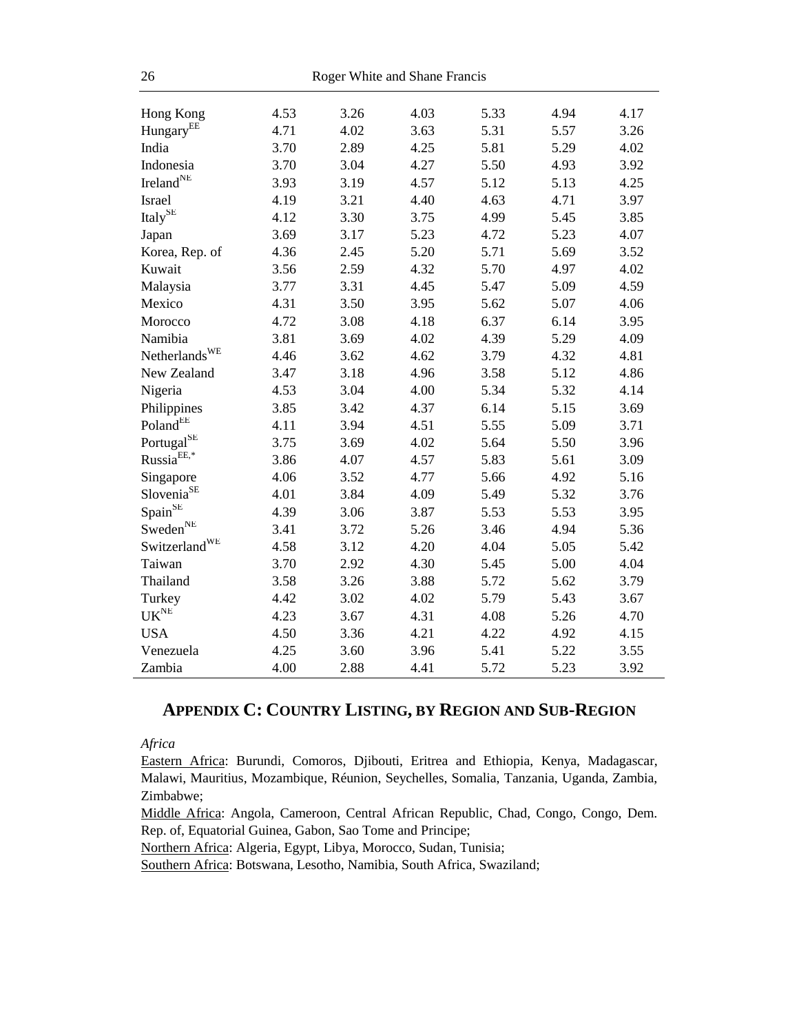| | | | | | | |
|---|---|---|---|---|---|---|
| Hong Kong | 4.53 | 3.26 | 4.03 | 5.33 | 4.94 | 4.17 |
| Hungary[EE] | 4.71 | 4.02 | 3.63 | 5.31 | 5.57 | 3.26 |
| India | 3.70 | 2.89 | 4.25 | 5.81 | 5.29 | 4.02 |
| Indonesia | 3.70 | 3.04 | 4.27 | 5.50 | 4.93 | 3.92 |
| Ireland[NE] | 3.93 | 3.19 | 4.57 | 5.12 | 5.13 | 4.25 |
| Israel | 4.19 | 3.21 | 4.40 | 4.63 | 4.71 | 3.97 |
| Italy[SE] | 4.12 | 3.30 | 3.75 | 4.99 | 5.45 | 3.85 |
| Japan | 3.69 | 3.17 | 5.23 | 4.72 | 5.23 | 4.07 |
| Korea, Rep. of | 4.36 | 2.45 | 5.20 | 5.71 | 5.69 | 3.52 |
| Kuwait | 3.56 | 2.59 | 4.32 | 5.70 | 4.97 | 4.02 |
| Malaysia | 3.77 | 3.31 | 4.45 | 5.47 | 5.09 | 4.59 |
| Mexico | 4.31 | 3.50 | 3.95 | 5.62 | 5.07 | 4.06 |
| Morocco | 4.72 | 3.08 | 4.18 | 6.37 | 6.14 | 3.95 |
| Namibia | 3.81 | 3.69 | 4.02 | 4.39 | 5.29 | 4.09 |
| Netherlands[WE] | 4.46 | 3.62 | 4.62 | 3.79 | 4.32 | 4.81 |
| New Zealand | 3.47 | 3.18 | 4.96 | 3.58 | 5.12 | 4.86 |
| Nigeria | 4.53 | 3.04 | 4.00 | 5.34 | 5.32 | 4.14 |
| Philippines | 3.85 | 3.42 | 4.37 | 6.14 | 5.15 | 3.69 |
| Poland[EE] | 4.11 | 3.94 | 4.51 | 5.55 | 5.09 | 3.71 |
| Portugal[SE] | 3.75 | 3.69 | 4.02 | 5.64 | 5.50 | 3.96 |
| Russia[EE,*] | 3.86 | 4.07 | 4.57 | 5.83 | 5.61 | 3.09 |
| Singapore | 4.06 | 3.52 | 4.77 | 5.66 | 4.92 | 5.16 |
| Slovenia[SE] | 4.01 | 3.84 | 4.09 | 5.49 | 5.32 | 3.76 |
| Spain[SE] | 4.39 | 3.06 | 3.87 | 5.53 | 5.53 | 3.95 |
| Sweden[NE] | 3.41 | 3.72 | 5.26 | 3.46 | 4.94 | 5.36 |
| Switzerland[WE] | 4.58 | 3.12 | 4.20 | 4.04 | 5.05 | 5.42 |
| Taiwan | 3.70 | 2.92 | 4.30 | 5.45 | 5.00 | 4.04 |
| Thailand | 3.58 | 3.26 | 3.88 | 5.72 | 5.62 | 3.79 |
| Turkey | 4.42 | 3.02 | 4.02 | 5.79 | 5.43 | 3.67 |
| UK[NE] | 4.23 | 3.67 | 4.31 | 4.08 | 5.26 | 4.70 |
| USA | 4.50 | 3.36 | 4.21 | 4.22 | 4.92 | 4.15 |
| Venezuela | 4.25 | 3.60 | 3.96 | 5.41 | 5.22 | 3.55 |
| Zambia | 4.00 | 2.88 | 4.41 | 5.72 | 5.23 | 3.92 |

## APPENDIX C: COUNTRY LISTING, BY REGION AND SUB-REGION

*Africa*

Eastern Africa: Burundi, Comoros, Djibouti, Eritrea and Ethiopia, Kenya, Madagascar, Malawi, Mauritius, Mozambique, Réunion, Seychelles, Somalia, Tanzania, Uganda, Zambia, Zimbabwe;

Middle Africa: Angola, Cameroon, Central African Republic, Chad, Congo, Congo, Dem. Rep. of, Equatorial Guinea, Gabon, Sao Tome and Principe;

Northern Africa: Algeria, Egypt, Libya, Morocco, Sudan, Tunisia;

Southern Africa: Botswana, Lesotho, Namibia, South Africa, Swaziland;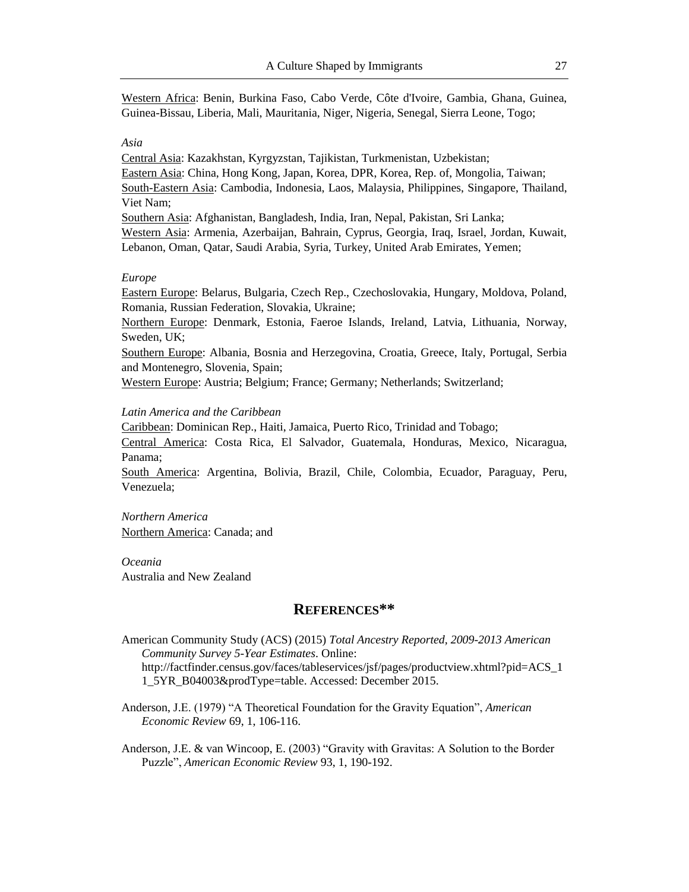<u>Western Africa</u>: Benin, Burkina Faso, Cabo Verde, Côte d'Ivoire, Gambia, Ghana, Guinea, Guinea-Bissau, Liberia, Mali, Mauritania, Niger, Nigeria, Senegal, Sierra Leone, Togo;

*Asia*

<u>Central Asia</u>: Kazakhstan, Kyrgyzstan, Tajikistan, Turkmenistan, Uzbekistan;
<u>Eastern Asia</u>: China, Hong Kong, Japan, Korea, DPR, Korea, Rep. of, Mongolia, Taiwan;
<u>South-Eastern Asia</u>: Cambodia, Indonesia, Laos, Malaysia, Philippines, Singapore, Thailand, Viet Nam;
<u>Southern Asia</u>: Afghanistan, Bangladesh, India, Iran, Nepal, Pakistan, Sri Lanka;
<u>Western Asia</u>: Armenia, Azerbaijan, Bahrain, Cyprus, Georgia, Iraq, Israel, Jordan, Kuwait, Lebanon, Oman, Qatar, Saudi Arabia, Syria, Turkey, United Arab Emirates, Yemen;

*Europe*

<u>Eastern Europe</u>: Belarus, Bulgaria, Czech Rep., Czechoslovakia, Hungary, Moldova, Poland, Romania, Russian Federation, Slovakia, Ukraine;
<u>Northern Europe</u>: Denmark, Estonia, Faeroe Islands, Ireland, Latvia, Lithuania, Norway, Sweden, UK;
<u>Southern Europe</u>: Albania, Bosnia and Herzegovina, Croatia, Greece, Italy, Portugal, Serbia and Montenegro, Slovenia, Spain;
<u>Western Europe</u>: Austria; Belgium; France; Germany; Netherlands; Switzerland;

*Latin America and the Caribbean*

<u>Caribbean</u>: Dominican Rep., Haiti, Jamaica, Puerto Rico, Trinidad and Tobago;
<u>Central America</u>: Costa Rica, El Salvador, Guatemala, Honduras, Mexico, Nicaragua, Panama;
<u>South America</u>: Argentina, Bolivia, Brazil, Chile, Colombia, Ecuador, Paraguay, Peru, Venezuela;

*Northern America*

<u>Northern America</u>: Canada; and

*Oceania*

Australia and New Zealand

## REFERENCES**

American Community Study (ACS) (2015) *Total Ancestry Reported, 2009-2013 American Community Survey 5-Year Estimates*. Online: http://factfinder.census.gov/faces/tableservices/jsf/pages/productview.xhtml?pid=ACS_11_5YR_B04003&prodType=table. Accessed: December 2015.

Anderson, J.E. (1979) "A Theoretical Foundation for the Gravity Equation", *American Economic Review* 69, 1, 106-116.

Anderson, J.E. & van Wincoop, E. (2003) "Gravity with Gravitas: A Solution to the Border Puzzle", *American Economic Review* 93, 1, 190-192.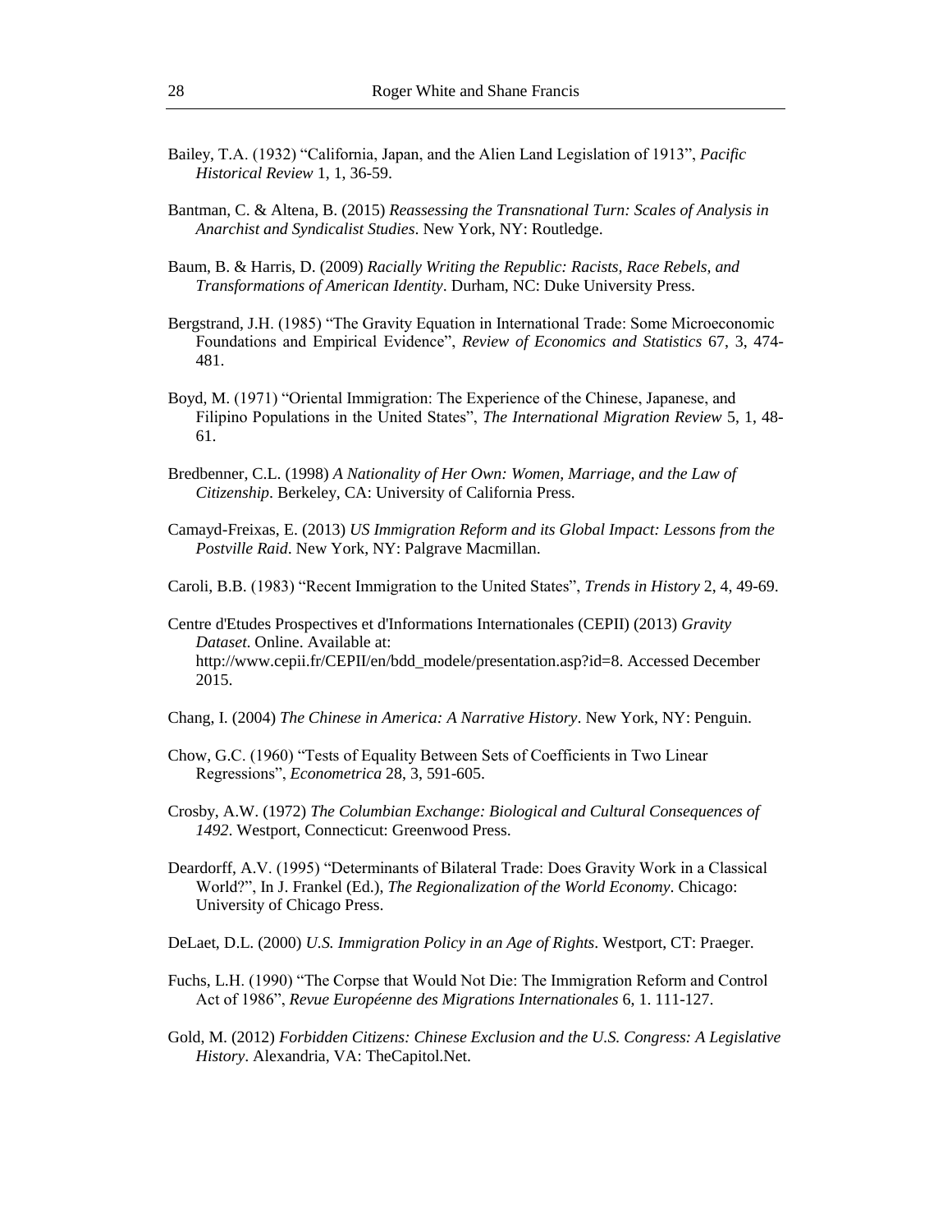Bailey, T.A. (1932) “California, Japan, and the Alien Land Legislation of 1913”, *Pacific Historical Review* 1, 1, 36-59.

Bantman, C. & Altena, B. (2015) *Reassessing the Transnational Turn: Scales of Analysis in Anarchist and Syndicalist Studies*. New York, NY: Routledge.

Baum, B. & Harris, D. (2009) *Racially Writing the Republic: Racists, Race Rebels, and Transformations of American Identity*. Durham, NC: Duke University Press.

Bergstrand, J.H. (1985) “The Gravity Equation in International Trade: Some Microeconomic Foundations and Empirical Evidence”, *Review of Economics and Statistics* 67, 3, 474-481.

Boyd, M. (1971) “Oriental Immigration: The Experience of the Chinese, Japanese, and Filipino Populations in the United States”, *The International Migration Review* 5, 1, 48-61.

Bredbenner, C.L. (1998) *A Nationality of Her Own: Women, Marriage, and the Law of Citizenship*. Berkeley, CA: University of California Press.

Camayd-Freixas, E. (2013) *US Immigration Reform and its Global Impact: Lessons from the Postville Raid*. New York, NY: Palgrave Macmillan.

Caroli, B.B. (1983) “Recent Immigration to the United States”, *Trends in History* 2, 4, 49-69.

Centre d'Etudes Prospectives et d'Informations Internationales (CEPII) (2013) *Gravity Dataset*. Online. Available at: http://www.cepii.fr/CEPII/en/bdd_modele/presentation.asp?id=8. Accessed December 2015.

Chang, I. (2004) *The Chinese in America: A Narrative History*. New York, NY: Penguin.

Chow, G.C. (1960) “Tests of Equality Between Sets of Coefficients in Two Linear Regressions”, *Econometrica* 28, 3, 591-605.

Crosby, A.W. (1972) *The Columbian Exchange: Biological and Cultural Consequences of 1492*. Westport, Connecticut: Greenwood Press.

Deardorff, A.V. (1995) “Determinants of Bilateral Trade: Does Gravity Work in a Classical World?”, In J. Frankel (Ed.), *The Regionalization of the World Economy*. Chicago: University of Chicago Press.

DeLaet, D.L. (2000) *U.S. Immigration Policy in an Age of Rights*. Westport, CT: Praeger.

Fuchs, L.H. (1990) “The Corpse that Would Not Die: The Immigration Reform and Control Act of 1986”, *Revue Européenne des Migrations Internationales* 6, 1. 111-127.

Gold, M. (2012) *Forbidden Citizens: Chinese Exclusion and the U.S. Congress: A Legislative History*. Alexandria, VA: TheCapitol.Net.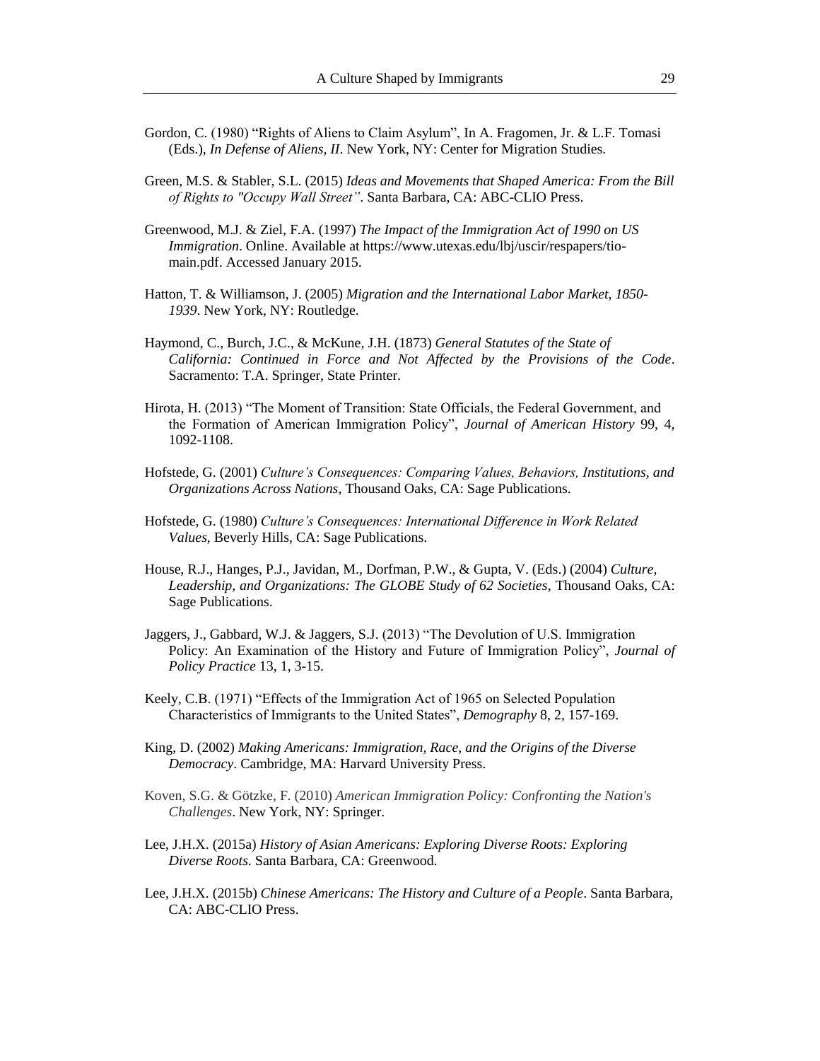Gordon, C. (1980) "Rights of Aliens to Claim Asylum", In A. Fragomen, Jr. & L.F. Tomasi (Eds.), *In Defense of Aliens, II*. New York, NY: Center for Migration Studies.

Green, M.S. & Stabler, S.L. (2015) *Ideas and Movements that Shaped America: From the Bill of Rights to "Occupy Wall Street"*. Santa Barbara, CA: ABC-CLIO Press.

Greenwood, M.J. & Ziel, F.A. (1997) *The Impact of the Immigration Act of 1990 on US Immigration*. Online. Available at https://www.utexas.edu/lbj/uscir/respapers/tio-main.pdf. Accessed January 2015.

Hatton, T. & Williamson, J. (2005) *Migration and the International Labor Market, 1850-1939*. New York, NY: Routledge.

Haymond, C., Burch, J.C., & McKune, J.H. (1873) *General Statutes of the State of California: Continued in Force and Not Affected by the Provisions of the Code*. Sacramento: T.A. Springer, State Printer.

Hirota, H. (2013) "The Moment of Transition: State Officials, the Federal Government, and the Formation of American Immigration Policy", *Journal of American History* 99, 4, 1092-1108.

Hofstede, G. (2001) *Culture's Consequences: Comparing Values, Behaviors, Institutions, and Organizations Across Nations*, Thousand Oaks, CA: Sage Publications.

Hofstede, G. (1980) *Culture's Consequences: International Difference in Work Related Values*, Beverly Hills, CA: Sage Publications.

House, R.J., Hanges, P.J., Javidan, M., Dorfman, P.W., & Gupta, V. (Eds.) (2004) *Culture, Leadership, and Organizations: The GLOBE Study of 62 Societies*, Thousand Oaks, CA: Sage Publications.

Jaggers, J., Gabbard, W.J. & Jaggers, S.J. (2013) "The Devolution of U.S. Immigration Policy: An Examination of the History and Future of Immigration Policy", *Journal of Policy Practice* 13, 1, 3-15.

Keely, C.B. (1971) "Effects of the Immigration Act of 1965 on Selected Population Characteristics of Immigrants to the United States", *Demography* 8, 2, 157-169.

King, D. (2002) *Making Americans: Immigration, Race, and the Origins of the Diverse Democracy*. Cambridge, MA: Harvard University Press.

Koven, S.G. & Götzke, F. (2010) *American Immigration Policy: Confronting the Nation's Challenges*. New York, NY: Springer.

Lee, J.H.X. (2015a) *History of Asian Americans: Exploring Diverse Roots: Exploring Diverse Roots*. Santa Barbara, CA: Greenwood.

Lee, J.H.X. (2015b) *Chinese Americans: The History and Culture of a People*. Santa Barbara, CA: ABC-CLIO Press.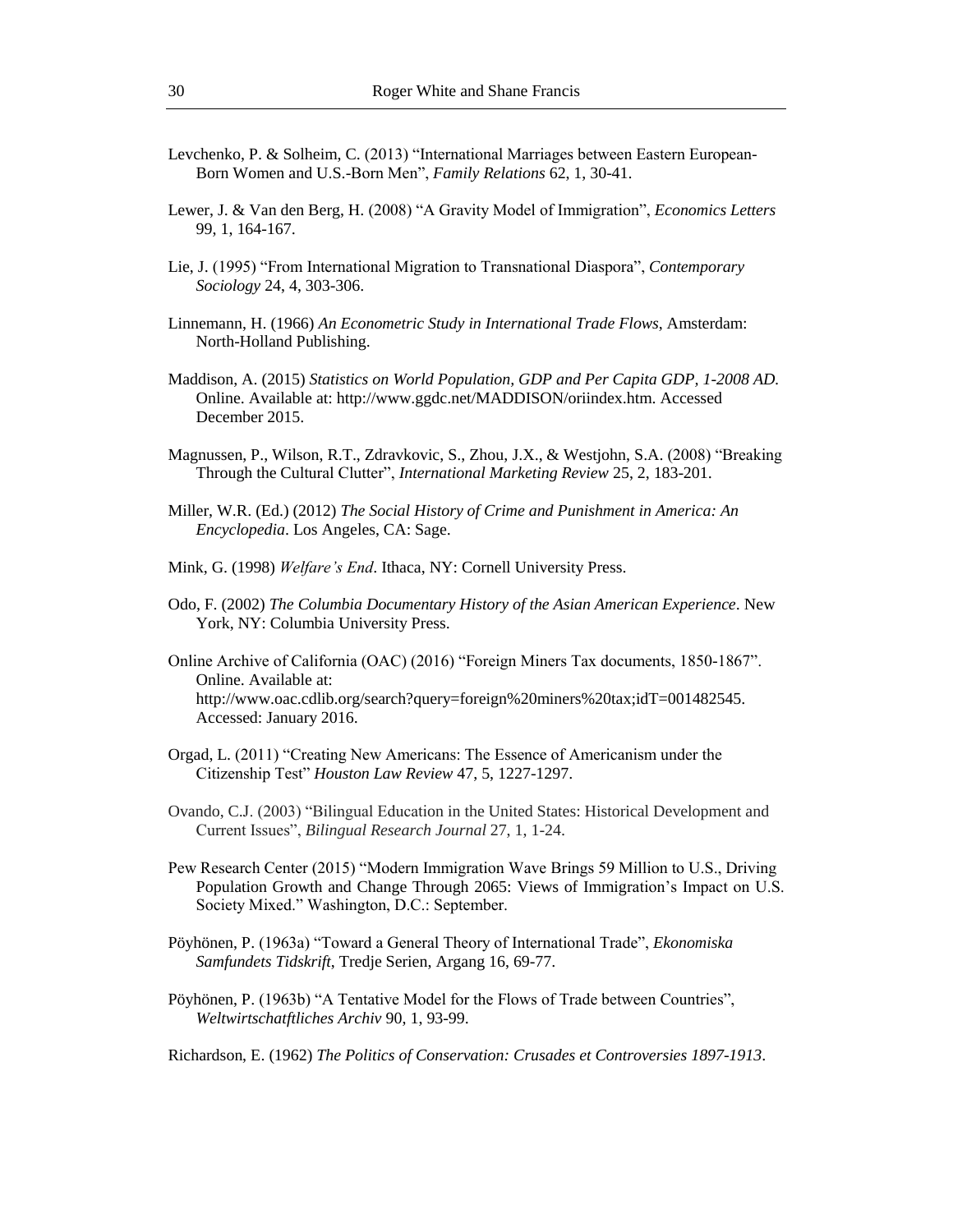Levchenko, P. & Solheim, C. (2013) "International Marriages between Eastern European-Born Women and U.S.-Born Men", *Family Relations* 62, 1, 30-41.

Lewer, J. & Van den Berg, H. (2008) "A Gravity Model of Immigration", *Economics Letters* 99, 1, 164-167.

Lie, J. (1995) "From International Migration to Transnational Diaspora", *Contemporary Sociology* 24, 4, 303-306.

Linnemann, H. (1966) *An Econometric Study in International Trade Flows*, Amsterdam: North-Holland Publishing.

Maddison, A. (2015) *Statistics on World Population, GDP and Per Capita GDP, 1-2008 AD.* Online. Available at: http://www.ggdc.net/MADDISON/oriindex.htm. Accessed December 2015.

Magnussen, P., Wilson, R.T., Zdravkovic, S., Zhou, J.X., & Westjohn, S.A. (2008) "Breaking Through the Cultural Clutter", *International Marketing Review* 25, 2, 183-201.

Miller, W.R. (Ed.) (2012) *The Social History of Crime and Punishment in America: An Encyclopedia*. Los Angeles, CA: Sage.

Mink, G. (1998) *Welfare's End*. Ithaca, NY: Cornell University Press.

Odo, F. (2002) *The Columbia Documentary History of the Asian American Experience*. New York, NY: Columbia University Press.

Online Archive of California (OAC) (2016) "Foreign Miners Tax documents, 1850-1867". Online. Available at: http://www.oac.cdlib.org/search?query=foreign%20miners%20tax;idT=001482545. Accessed: January 2016.

Orgad, L. (2011) "Creating New Americans: The Essence of Americanism under the Citizenship Test" *Houston Law Review* 47, 5, 1227-1297.

Ovando, C.J. (2003) "Bilingual Education in the United States: Historical Development and Current Issues", *Bilingual Research Journal* 27, 1, 1-24.

Pew Research Center (2015) "Modern Immigration Wave Brings 59 Million to U.S., Driving Population Growth and Change Through 2065: Views of Immigration's Impact on U.S. Society Mixed." Washington, D.C.: September.

Pöyhönen, P. (1963a) "Toward a General Theory of International Trade", *Ekonomiska Samfundets Tidskrift*, Tredje Serien, Argang 16, 69-77.

Pöyhönen, P. (1963b) "A Tentative Model for the Flows of Trade between Countries", *Weltwirtschatftliches Archiv* 90, 1, 93-99.

Richardson, E. (1962) *The Politics of Conservation: Crusades et Controversies 1897-1913*.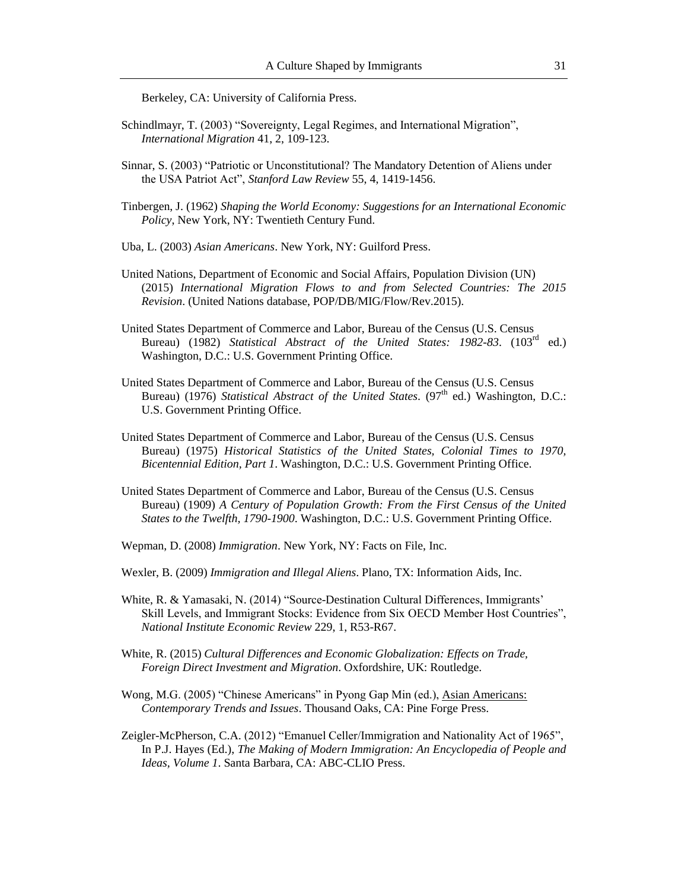Berkeley, CA: University of California Press.

Schindlmayr, T. (2003) "Sovereignty, Legal Regimes, and International Migration", *International Migration* 41, 2, 109-123.

Sinnar, S. (2003) "Patriotic or Unconstitutional? The Mandatory Detention of Aliens under the USA Patriot Act", *Stanford Law Review* 55, 4, 1419-1456.

Tinbergen, J. (1962) *Shaping the World Economy: Suggestions for an International Economic Policy*, New York, NY: Twentieth Century Fund.

Uba, L. (2003) *Asian Americans*. New York, NY: Guilford Press.

United Nations, Department of Economic and Social Affairs, Population Division (UN) (2015) *International Migration Flows to and from Selected Countries: The 2015 Revision*. (United Nations database, POP/DB/MIG/Flow/Rev.2015).

United States Department of Commerce and Labor, Bureau of the Census (U.S. Census Bureau) (1982) *Statistical Abstract of the United States: 1982-83*. (103rd ed.) Washington, D.C.: U.S. Government Printing Office.

United States Department of Commerce and Labor, Bureau of the Census (U.S. Census Bureau) (1976) *Statistical Abstract of the United States*. (97th ed.) Washington, D.C.: U.S. Government Printing Office.

United States Department of Commerce and Labor, Bureau of the Census (U.S. Census Bureau) (1975) *Historical Statistics of the United States, Colonial Times to 1970, Bicentennial Edition, Part 1*. Washington, D.C.: U.S. Government Printing Office.

United States Department of Commerce and Labor, Bureau of the Census (U.S. Census Bureau) (1909) *A Century of Population Growth: From the First Census of the United States to the Twelfth, 1790-1900*. Washington, D.C.: U.S. Government Printing Office.

Wepman, D. (2008) *Immigration*. New York, NY: Facts on File, Inc.

Wexler, B. (2009) *Immigration and Illegal Aliens*. Plano, TX: Information Aids, Inc.

White, R. & Yamasaki, N. (2014) "Source-Destination Cultural Differences, Immigrants' Skill Levels, and Immigrant Stocks: Evidence from Six OECD Member Host Countries", *National Institute Economic Review* 229, 1, R53-R67.

White, R. (2015) *Cultural Differences and Economic Globalization: Effects on Trade, Foreign Direct Investment and Migration*. Oxfordshire, UK: Routledge.

Wong, M.G. (2005) "Chinese Americans" in Pyong Gap Min (ed.), Asian Americans: *Contemporary Trends and Issues*. Thousand Oaks, CA: Pine Forge Press.

Zeigler-McPherson, C.A. (2012) "Emanuel Celler/Immigration and Nationality Act of 1965", In P.J. Hayes (Ed.), *The Making of Modern Immigration: An Encyclopedia of People and Ideas, Volume 1*. Santa Barbara, CA: ABC-CLIO Press.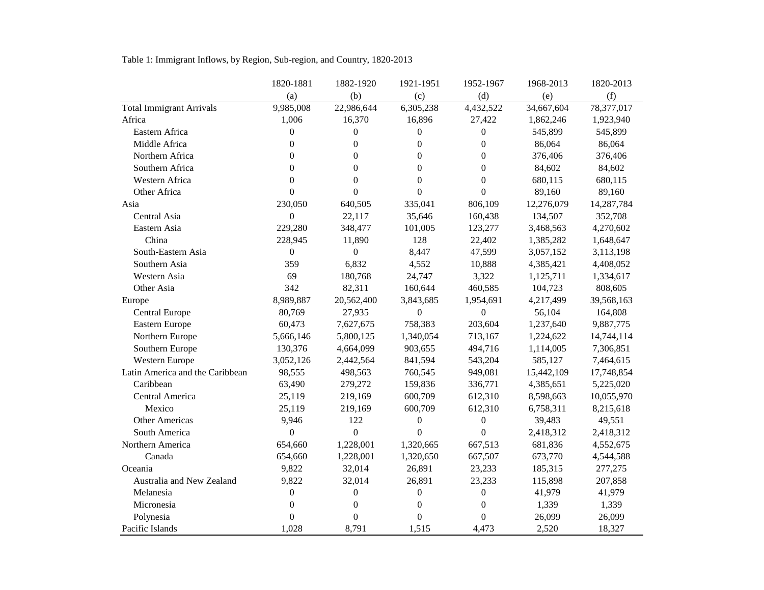Table 1: Immigrant Inflows, by Region, Sub-region, and Country, 1820-2013

| | 1820-1881 | 1882-1920 | 1921-1951 | 1952-1967 | 1968-2013 | 1820-2013 |
|---|---|---|---|---|---|---|
| | (a) | (b) | (c) | (d) | (e) | (f) |
| Total Immigrant Arrivals | 9,985,008 | 22,986,644 | 6,305,238 | 4,432,522 | 34,667,604 | 78,377,017 |
| Africa | 1,006 | 16,370 | 16,896 | 27,422 | 1,862,246 | 1,923,940 |
| Eastern Africa | 0 | 0 | 0 | 0 | 545,899 | 545,899 |
| Middle Africa | 0 | 0 | 0 | 0 | 86,064 | 86,064 |
| Northern Africa | 0 | 0 | 0 | 0 | 376,406 | 376,406 |
| Southern Africa | 0 | 0 | 0 | 0 | 84,602 | 84,602 |
| Western Africa | 0 | 0 | 0 | 0 | 680,115 | 680,115 |
| Other Africa | 0 | 0 | 0 | 0 | 89,160 | 89,160 |
| Asia | 230,050 | 640,505 | 335,041 | 806,109 | 12,276,079 | 14,287,784 |
| Central Asia | 0 | 22,117 | 35,646 | 160,438 | 134,507 | 352,708 |
| Eastern Asia | 229,280 | 348,477 | 101,005 | 123,277 | 3,468,563 | 4,270,602 |
| China | 228,945 | 11,890 | 128 | 22,402 | 1,385,282 | 1,648,647 |
| South-Eastern Asia | 0 | 0 | 8,447 | 47,599 | 3,057,152 | 3,113,198 |
| Southern Asia | 359 | 6,832 | 4,552 | 10,888 | 4,385,421 | 4,408,052 |
| Western Asia | 69 | 180,768 | 24,747 | 3,322 | 1,125,711 | 1,334,617 |
| Other Asia | 342 | 82,311 | 160,644 | 460,585 | 104,723 | 808,605 |
| Europe | 8,989,887 | 20,562,400 | 3,843,685 | 1,954,691 | 4,217,499 | 39,568,163 |
| Central Europe | 80,769 | 27,935 | 0 | 0 | 56,104 | 164,808 |
| Eastern Europe | 60,473 | 7,627,675 | 758,383 | 203,604 | 1,237,640 | 9,887,775 |
| Northern Europe | 5,666,146 | 5,800,125 | 1,340,054 | 713,167 | 1,224,622 | 14,744,114 |
| Southern Europe | 130,376 | 4,664,099 | 903,655 | 494,716 | 1,114,005 | 7,306,851 |
| Western Europe | 3,052,126 | 2,442,564 | 841,594 | 543,204 | 585,127 | 7,464,615 |
| Latin America and the Caribbean | 98,555 | 498,563 | 760,545 | 949,081 | 15,442,109 | 17,748,854 |
| Caribbean | 63,490 | 279,272 | 159,836 | 336,771 | 4,385,651 | 5,225,020 |
| Central America | 25,119 | 219,169 | 600,709 | 612,310 | 8,598,663 | 10,055,970 |
| Mexico | 25,119 | 219,169 | 600,709 | 612,310 | 6,758,311 | 8,215,618 |
| Other Americas | 9,946 | 122 | 0 | 0 | 39,483 | 49,551 |
| South America | 0 | 0 | 0 | 0 | 2,418,312 | 2,418,312 |
| Northern America | 654,660 | 1,228,001 | 1,320,665 | 667,513 | 681,836 | 4,552,675 |
| Canada | 654,660 | 1,228,001 | 1,320,650 | 667,507 | 673,770 | 4,544,588 |
| Oceania | 9,822 | 32,014 | 26,891 | 23,233 | 185,315 | 277,275 |
| Australia and New Zealand | 9,822 | 32,014 | 26,891 | 23,233 | 115,898 | 207,858 |
| Melanesia | 0 | 0 | 0 | 0 | 41,979 | 41,979 |
| Micronesia | 0 | 0 | 0 | 0 | 1,339 | 1,339 |
| Polynesia | 0 | 0 | 0 | 0 | 26,099 | 26,099 |
| Pacific Islands | 1,028 | 8,791 | 1,515 | 4,473 | 2,520 | 18,327 |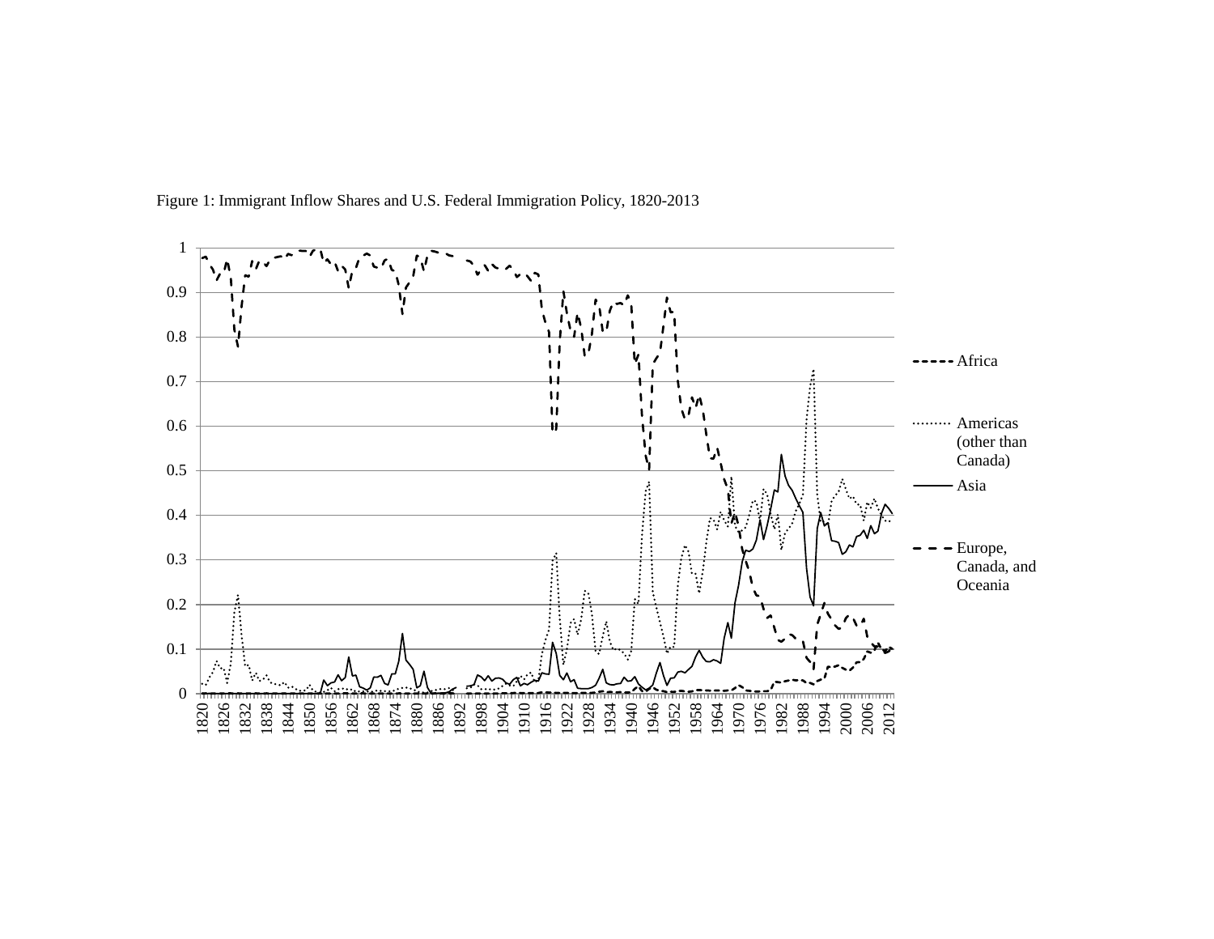Figure 1: Immigrant Inflow Shares and U.S. Federal Immigration Policy, 1820-2013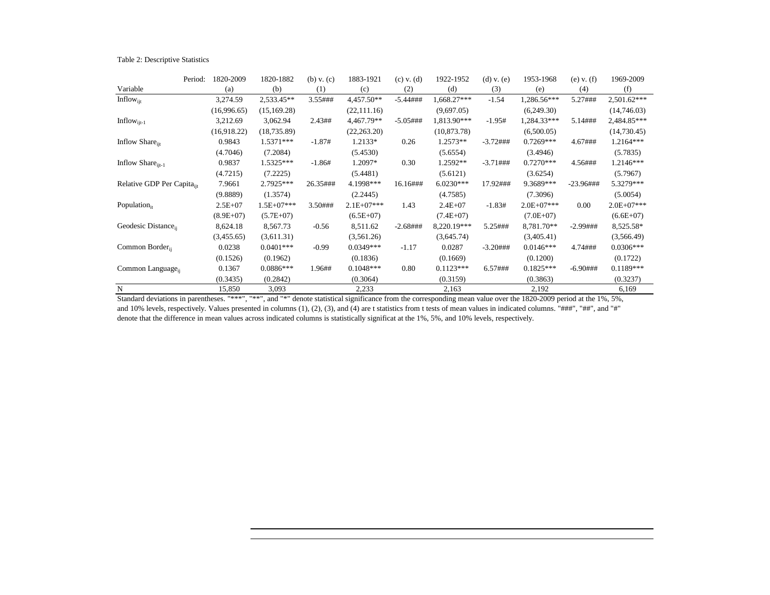Table 2: Descriptive Statistics

| Period: | 1820-2009 | 1820-1882 | (b) v. (c) | 1883-1921 | (c) v. (d) | 1922-1952 | (d) v. (e) | 1953-1968 | (e) v. (f) | 1969-2009 |
|---|---|---|---|---|---|---|---|---|---|---|
| Variable | (a) | (b) | (1) | (c) | (2) | (d) | (3) | (e) | (4) | (f) |
| $Inflow_{ijt}$ | 3,274.59 | 2,533.45** | 3.55### | 4,457.50** | -5.44### | 1,668.27*** | -1.54 | 1,286.56*** | 5.27### | 2,501.62*** |
| | (16,996.65) | (15,169.28) | | (22,111.16) | | (9,697.05) | | (6,249.30) | | (14,746.03) |
| $Inflow_{ijt-1}$ | 3,212.69 | 3,062.94 | 2.43## | 4,467.79** | -5.05### | 1,813.90*** | -1.95# | 1,284.33*** | 5.14### | 2,484.85*** |
| | (16,918.22) | (18,735.89) | | (22,263.20) | | (10,873.78) | | (6,500.05) | | (14,730.45) |
| Inflow $Share_{ijt}$ | 0.9843 | 1.5371*** | -1.87# | 1.2133* | 0.26 | 1.2573** | -3.72### | 0.7269*** | 4.67### | 1.2164*** |
| | (4.7046) | (7.2084) | | (5.4530) | | (5.6554) | | (3.4946) | | (5.7835) |
| Inflow $Share_{ijt-1}$ | 0.9837 | 1.5325*** | -1.86# | 1.2097* | 0.30 | 1.2592** | -3.71### | 0.7270*** | 4.56### | 1.2146*** |
| | (4.7215) | (7.2225) | | (5.4481) | | (5.6121) | | (3.6254) | | (5.7967) |
| Relative GDP Per $Capita_{ijt}$ | 7.9661 | 2.7925*** | 26.35### | 4.1998*** | 16.16### | 6.0230*** | 17.92### | 9.3689*** | -23.96### | 5.3279*** |
| | (9.8889) | (1.3574) | | (2.2445) | | (4.7585) | | (7.3096) | | (5.0054) |
| $Population_{it}$ | 2.5E+07 | 1.5E+07*** | 3.50### | 2.1E+07*** | 1.43 | 2.4E+07 | -1.83# | 2.0E+07*** | 0.00 | 2.0E+07*** |
| | (8.9E+07) | (5.7E+07) | | (6.5E+07) | | (7.4E+07) | | (7.0E+07) | | (6.6E+07) |
| Geodesic $Distance_{ij}$ | 8,624.18 | 8,567.73 | -0.56 | 8,511.62 | -2.68### | 8,220.19*** | 5.25### | 8,781.70** | -2.99### | 8,525.58* |
| | (3,455.65) | (3,611.31) | | (3,561.26) | | (3,645.74) | | (3,405.41) | | (3,566.49) |
| Common $Border_{ij}$ | 0.0238 | 0.0401*** | -0.99 | 0.0349*** | -1.17 | 0.0287 | -3.20### | 0.0146*** | 4.74### | 0.0306*** |
| | (0.1526) | (0.1962) | | (0.1836) | | (0.1669) | | (0.1200) | | (0.1722) |
| Common $Language_{ij}$ | 0.1367 | 0.0886*** | 1.96## | 0.1048*** | 0.80 | 0.1123*** | 6.57### | 0.1825*** | -6.90### | 0.1189*** |
| | (0.3435) | (0.2842) | | (0.3064) | | (0.3159) | | (0.3863) | | (0.3237) |
| N | 15,850 | 3,093 | | 2,233 | | 2,163 | | 2,192 | | 6,169 |

Standard deviations in parentheses. "***", "**", and "*" denote statistical significance from the corresponding mean value over the 1820-2009 period at the 1%, 5%, and 10% levels, respectively. Values presented in columns (1), (2), (3), and (4) are t statistics from t tests of mean values in indicated columns. "###", "##", and "#" denote that the difference in mean values across indicated columns is statistically significat at the 1%, 5%, and 10% levels, respectively.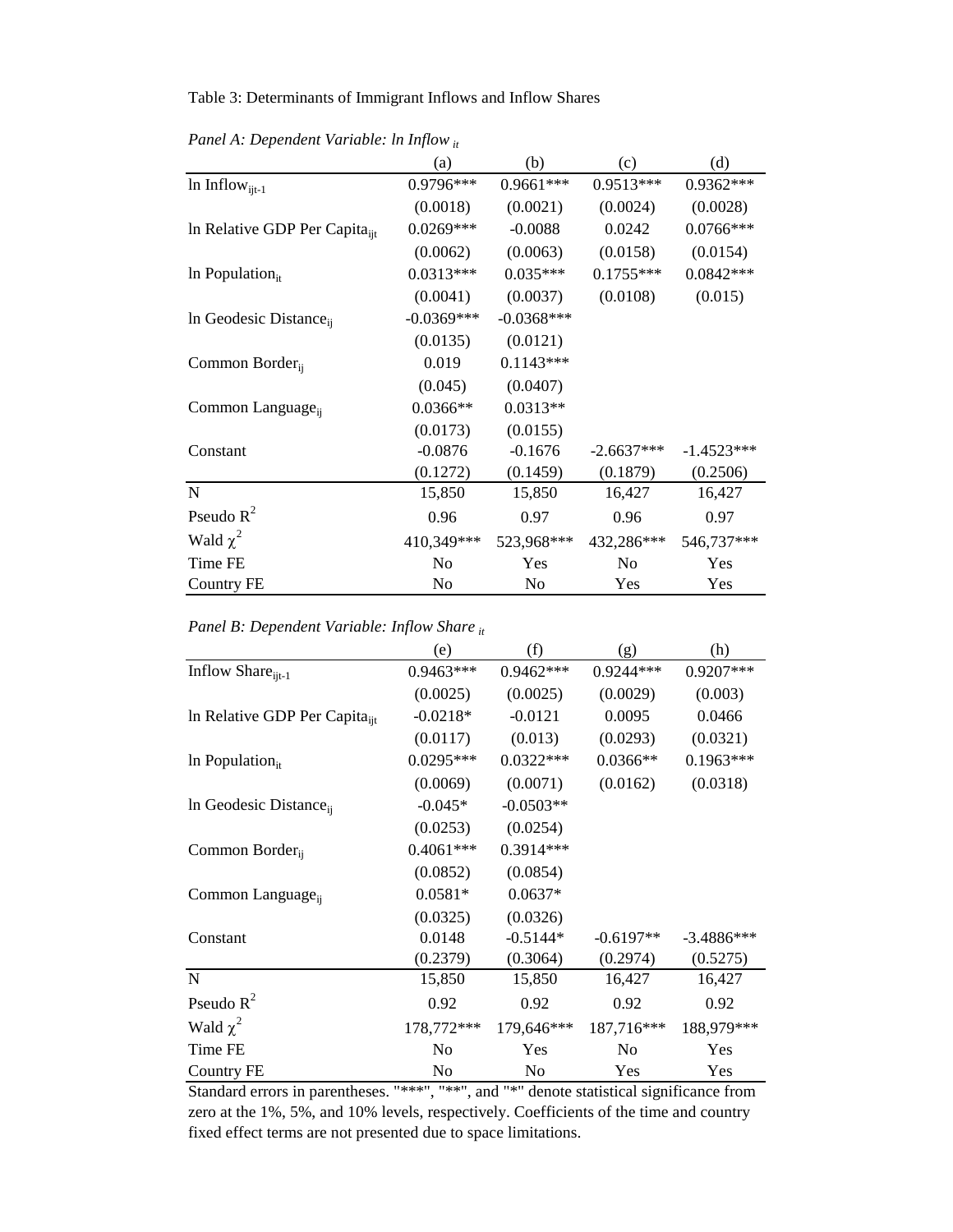Table 3: Determinants of Immigrant Inflows and Inflow Shares

*Panel A: Dependent Variable: ln Inflow $_{it}$*

| | (a) | (b) | (c) | (d) |
|---|---|---|---|---|
| ln Inflow$_{ijt-1}$ | 0.9796*** | 0.9661*** | 0.9513*** | 0.9362*** |
| | (0.0018) | (0.0021) | (0.0024) | (0.0028) |
| ln Relative GDP Per Capita$_{ijt}$ | 0.0269*** | -0.0088 | 0.0242 | 0.0766*** |
| | (0.0062) | (0.0063) | (0.0158) | (0.0154) |
| ln Population$_{it}$ | 0.0313*** | 0.035*** | 0.1755*** | 0.0842*** |
| | (0.0041) | (0.0037) | (0.0108) | (0.015) |
| ln Geodesic Distance$_{ij}$ | -0.0369*** | -0.0368*** | | |
| | (0.0135) | (0.0121) | | |
| Common Border$_{ij}$ | 0.019 | 0.1143*** | | |
| | (0.045) | (0.0407) | | |
| Common Language$_{ij}$ | 0.0366** | 0.0313** | | |
| | (0.0173) | (0.0155) | | |
| Constant | -0.0876 | -0.1676 | -2.6637*** | -1.4523*** |
| | (0.1272) | (0.1459) | (0.1879) | (0.2506) |
| N | 15,850 | 15,850 | 16,427 | 16,427 |
| Pseudo $R^2$ | 0.96 | 0.97 | 0.96 | 0.97 |
| Wald $\chi^2$ | 410,349*** | 523,968*** | 432,286*** | 546,737*** |
| Time FE | No | Yes | No | Yes |
| Country FE | No | No | Yes | Yes |

*Panel B: Dependent Variable: Inflow Share $_{it}$*

| | (e) | (f) | (g) | (h) |
|---|---|---|---|---|
| Inflow Share$_{ijt-1}$ | 0.9463*** | 0.9462*** | 0.9244*** | 0.9207*** |
| | (0.0025) | (0.0025) | (0.0029) | (0.003) |
| ln Relative GDP Per Capita$_{ijt}$ | -0.0218* | -0.0121 | 0.0095 | 0.0466 |
| | (0.0117) | (0.013) | (0.0293) | (0.0321) |
| ln Population$_{it}$ | 0.0295*** | 0.0322*** | 0.0366** | 0.1963*** |
| | (0.0069) | (0.0071) | (0.0162) | (0.0318) |
| ln Geodesic Distance$_{ij}$ | -0.045* | -0.0503** | | |
| | (0.0253) | (0.0254) | | |
| Common Border$_{ij}$ | 0.4061*** | 0.3914*** | | |
| | (0.0852) | (0.0854) | | |
| Common Language$_{ij}$ | 0.0581* | 0.0637* | | |
| | (0.0325) | (0.0326) | | |
| Constant | 0.0148 | -0.5144* | -0.6197** | -3.4886*** |
| | (0.2379) | (0.3064) | (0.2974) | (0.5275) |
| N | 15,850 | 15,850 | 16,427 | 16,427 |
| Pseudo $R^2$ | 0.92 | 0.92 | 0.92 | 0.92 |
| Wald $\chi^2$ | 178,772*** | 179,646*** | 187,716*** | 188,979*** |
| Time FE | No | Yes | No | Yes |
| Country FE | No | No | Yes | Yes |

Standard errors in parentheses. "***", "**", and "*" denote statistical significance from zero at the 1%, 5%, and 10% levels, respectively. Coefficients of the time and country fixed effect terms are not presented due to space limitations.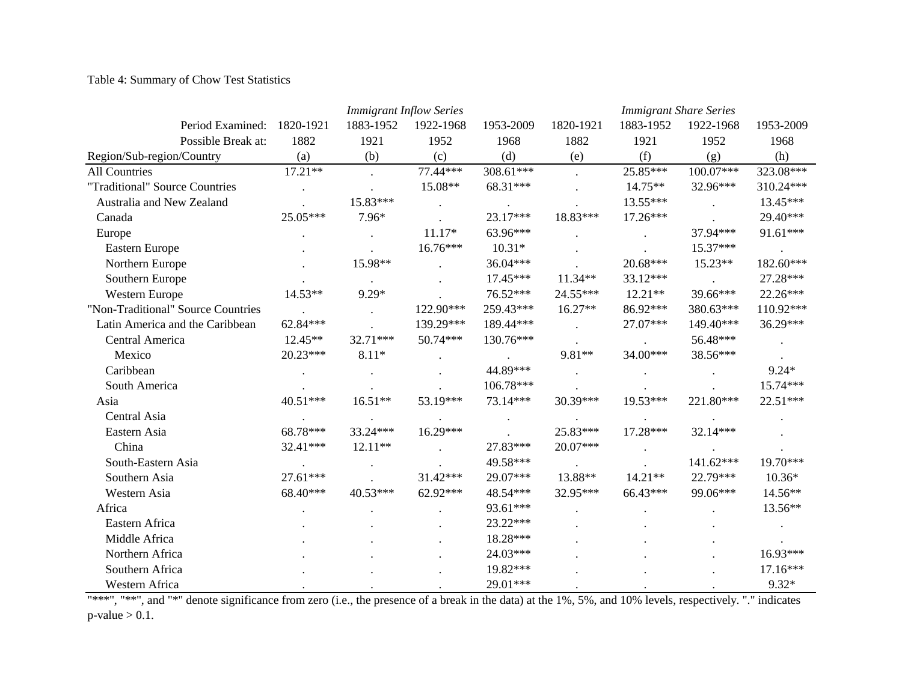Table 4: Summary of Chow Test Statistics

| | *Immigrant Inflow Series* | | | | *Immigrant Share Series* | | | |
|---|---|---|---|---|---|---|---|---|
| Period Examined: | 1820-1921 | 1883-1952 | 1922-1968 | 1953-2009 | 1820-1921 | 1883-1952 | 1922-1968 | 1953-2009 |
| Possible Break at: | 1882 | 1921 | 1952 | 1968 | 1882 | 1921 | 1952 | 1968 |
| Region/Sub-region/Country | (a) | (b) | (c) | (d) | (e) | (f) | (g) | (h) |
| All Countries | 17.21** | . | 77.44*** | 308.61*** | . | 25.85*** | 100.07*** | 323.08*** |
| "Traditional" Source Countries | . | . | 15.08** | 68.31*** | . | 14.75** | 32.96*** | 310.24*** |
| Australia and New Zealand | . | 15.83*** | . | . | . | 13.55*** | . | 13.45*** |
| Canada | 25.05*** | 7.96* | . | 23.17*** | 18.83*** | 17.26*** | . | 29.40*** |
| Europe | . | . | 11.17* | 63.96*** | . | . | 37.94*** | 91.61*** |
| Eastern Europe | . | . | 16.76*** | 10.31* | . | . | 15.37*** | . |
| Northern Europe | . | 15.98** | . | 36.04*** | . | 20.68*** | 15.23** | 182.60*** |
| Southern Europe | . | . | . | 17.45*** | 11.34** | 33.12*** | . | 27.28*** |
| Western Europe | 14.53** | 9.29* | . | 76.52*** | 24.55*** | 12.21** | 39.66*** | 22.26*** |
| "Non-Traditional" Source Countries | . | . | 122.90*** | 259.43*** | 16.27** | 86.92*** | 380.63*** | 110.92*** |
| Latin America and the Caribbean | 62.84*** | . | 139.29*** | 189.44*** | . | 27.07*** | 149.40*** | 36.29*** |
| Central America | 12.45** | 32.71*** | 50.74*** | 130.76*** | . | . | 56.48*** | . |
| Mexico | 20.23*** | 8.11* | . | . | 9.81** | 34.00*** | 38.56*** | . |
| Caribbean | . | . | . | 44.89*** | . | . | . | 9.24* |
| South America | . | . | . | 106.78*** | . | . | . | 15.74*** |
| Asia | 40.51*** | 16.51** | 53.19*** | 73.14*** | 30.39*** | 19.53*** | 221.80*** | 22.51*** |
| Central Asia | . | . | . | . | . | . | . | . |
| Eastern Asia | 68.78*** | 33.24*** | 16.29*** | . | 25.83*** | 17.28*** | 32.14*** | . |
| China | 32.41*** | 12.11** | . | 27.83*** | 20.07*** | . | . | . |
| South-Eastern Asia | . | . | . | 49.58*** | . | . | 141.62*** | 19.70*** |
| Southern Asia | 27.61*** | . | 31.42*** | 29.07*** | 13.88** | 14.21** | 22.79*** | 10.36* |
| Western Asia | 68.40*** | 40.53*** | 62.92*** | 48.54*** | 32.95*** | 66.43*** | 99.06*** | 14.56** |
| Africa | . | . | . | 93.61*** | . | . | . | 13.56** |
| Eastern Africa | . | . | . | 23.22*** | . | . | . | . |
| Middle Africa | . | . | . | 18.28*** | . | . | . | . |
| Northern Africa | . | . | . | 24.03*** | . | . | . | 16.93*** |
| Southern Africa | . | . | . | 19.82*** | . | . | . | 17.16*** |
| Western Africa | . | . | . | 29.01*** | . | . | . | 9.32* |

"***", "**", and "*" denote significance from zero (i.e., the presence of a break in the data) at the 1%, 5%, and 10% levels, respectively. "." indicates p-value > 0.1.